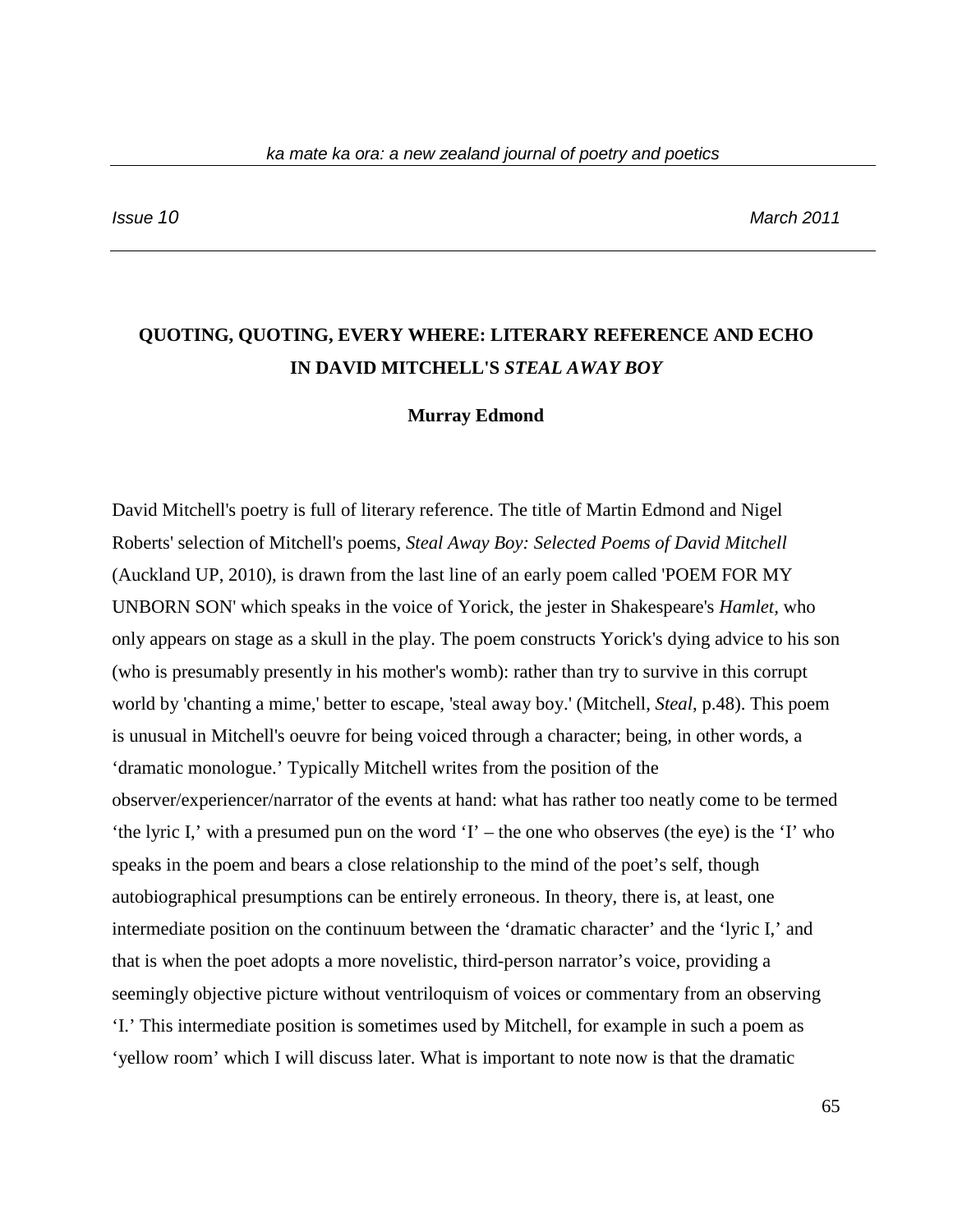# QUOTING, QUOTING, EVERY WHERE: LITERARY REFERENCE AND ECHO IN DAVID MITCHELL'S *STEAL AWAY BOY*

**Murray Edmond**

David Mitchell's poetry is full of literary reference. The title of Martin Edmond and Nigel Roberts' selection of Mitchell's poems, *Steal Away Boy: Selected Poems of David Mitchell* (Auckland UP, 2010), is drawn from the last line of an early poem called 'POEM FOR MY UNBORN SON' which speaks in the voice of Yorick, the jester in Shakespeare's *Hamlet,* who only appears on stage as a skull in the play. The poem constructs Yorick's dying advice to his son (who is presumably presently in his mother's womb): rather than try to survive in this corrupt world by 'chanting a mime,' better to escape, 'steal away boy.' (Mitchell, *Steal*, p.48). This poem is unusual in Mitchell's oeuvre for being voiced through a character; being, in other words, a 'dramatic monologue.' Typically Mitchell writes from the position of the observer/experiencer/narrator of the events at hand: what has rather too neatly come to be termed 'the lyric I,' with a presumed pun on the word 'I' – the one who observes (the eye) is the 'I' who speaks in the poem and bears a close relationship to the mind of the poet's self, though autobiographical presumptions can be entirely erroneous. In theory, there is, at least, one intermediate position on the continuum between the 'dramatic character' and the 'lyric I,' and that is when the poet adopts a more novelistic, third-person narrator's voice, providing a seemingly objective picture without ventriloquism of voices or commentary from an observing 'I.' This intermediate position is sometimes used by Mitchell, for example in such a poem as 'yellow room' which I will discuss later. What is important to note now is that the dramatic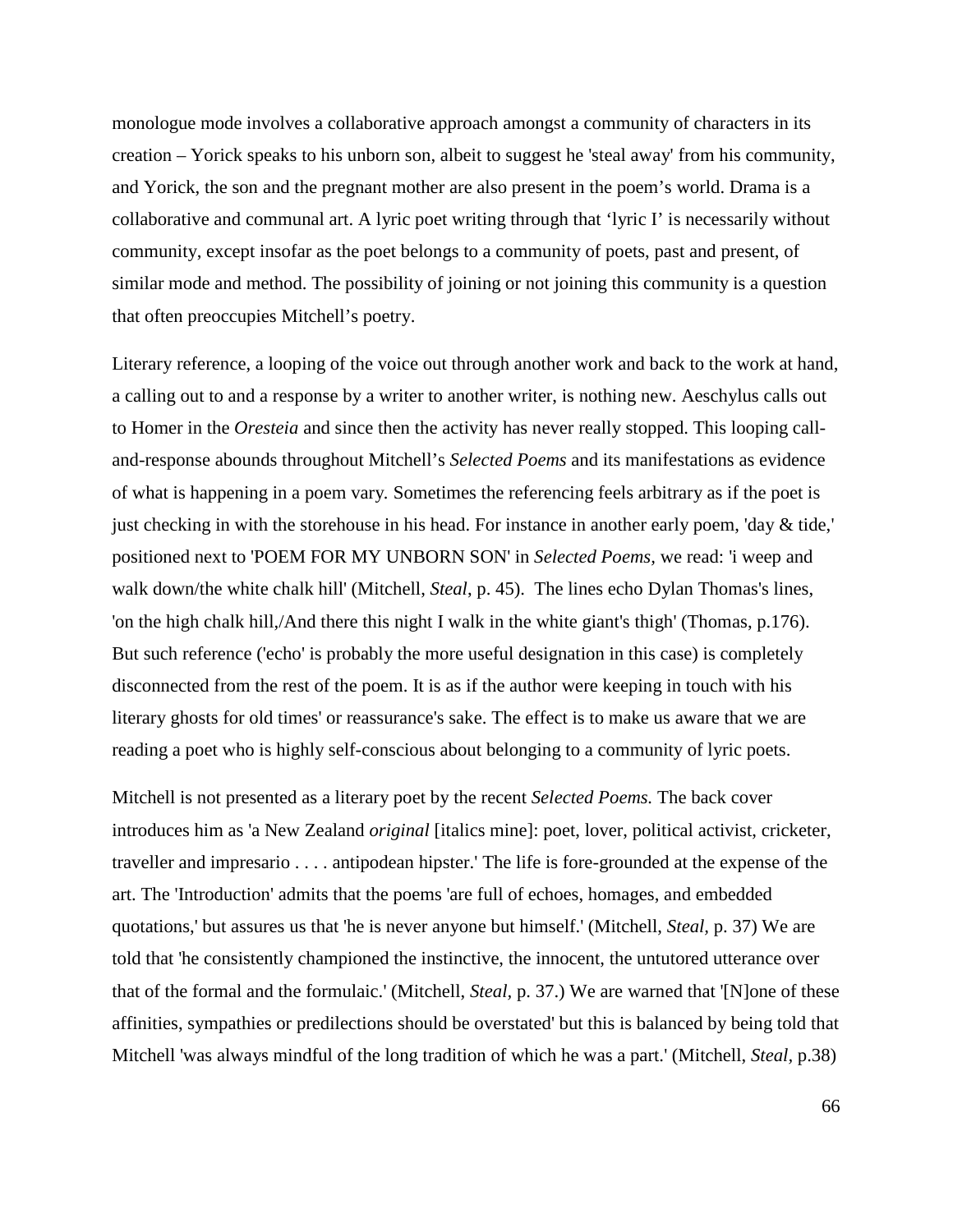monologue mode involves a collaborative approach amongst a community of characters in its creation – Yorick speaks to his unborn son, albeit to suggest he 'steal away' from his community, and Yorick, the son and the pregnant mother are also present in the poem's world. Drama is a collaborative and communal art. A lyric poet writing through that 'lyric I' is necessarily without community, except insofar as the poet belongs to a community of poets, past and present, of similar mode and method. The possibility of joining or not joining this community is a question that often preoccupies Mitchell's poetry.

Literary reference, a looping of the voice out through another work and back to the work at hand, a calling out to and a response by a writer to another writer, is nothing new. Aeschylus calls out to Homer in the *Oresteia* and since then the activity has never really stopped. This looping call-and-response abounds throughout Mitchell's *Selected Poems* and its manifestations as evidence of what is happening in a poem vary. Sometimes the referencing feels arbitrary as if the poet is just checking in with the storehouse in his head. For instance in another early poem, 'day & tide,' positioned next to 'POEM FOR MY UNBORN SON' in *Selected Poems,* we read: 'i weep and walk down/the white chalk hill' (Mitchell, *Steal*, p. 45). The lines echo Dylan Thomas's lines, 'on the high chalk hill,/And there this night I walk in the white giant's thigh' (Thomas, p.176). But such reference ('echo' is probably the more useful designation in this case) is completely disconnected from the rest of the poem. It is as if the author were keeping in touch with his literary ghosts for old times' or reassurance's sake. The effect is to make us aware that we are reading a poet who is highly self-conscious about belonging to a community of lyric poets.

Mitchell is not presented as a literary poet by the recent *Selected Poems.* The back cover introduces him as 'a New Zealand *original* [italics mine]: poet, lover, political activist, cricketer, traveller and impresario . . . . antipodean hipster.' The life is fore-grounded at the expense of the art. The 'Introduction' admits that the poems 'are full of echoes, homages, and embedded quotations,' but assures us that 'he is never anyone but himself.' (Mitchell, *Steal,* p. 37) We are told that 'he consistently championed the instinctive, the innocent, the untutored utterance over that of the formal and the formulaic.' (Mitchell, *Steal,* p. 37.) We are warned that '[N]one of these affinities, sympathies or predilections should be overstated' but this is balanced by being told that Mitchell 'was always mindful of the long tradition of which he was a part.' (Mitchell, *Steal,* p.38)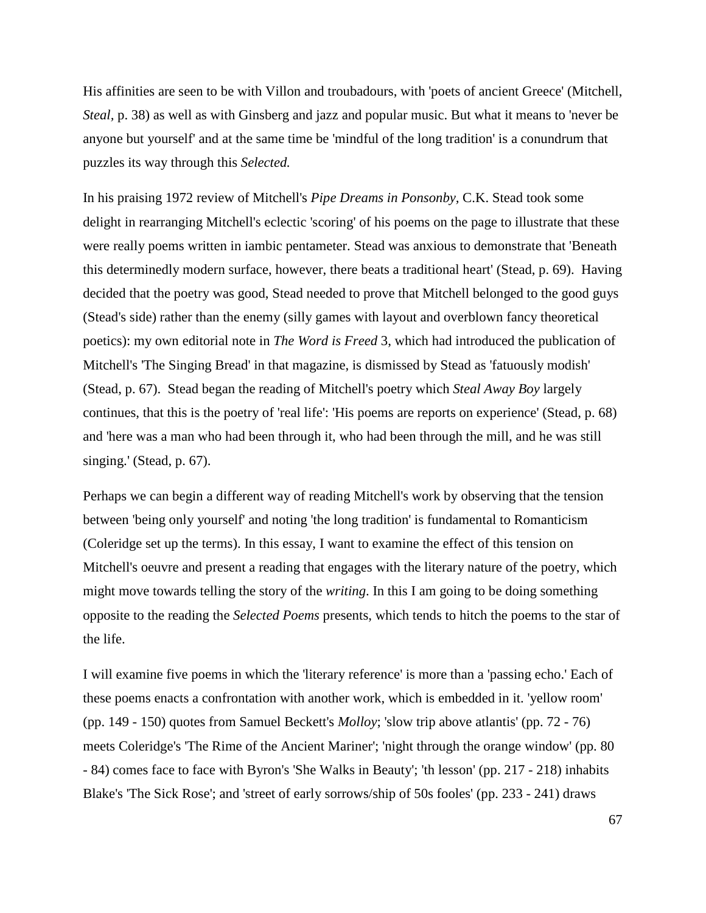His affinities are seen to be with Villon and troubadours, with 'poets of ancient Greece' (Mitchell, *Steal*, p. 38) as well as with Ginsberg and jazz and popular music. But what it means to 'never be anyone but yourself' and at the same time be 'mindful of the long tradition' is a conundrum that puzzles its way through this *Selected.*

In his praising 1972 review of Mitchell's *Pipe Dreams in Ponsonby,* C.K. Stead took some delight in rearranging Mitchell's eclectic 'scoring' of his poems on the page to illustrate that these were really poems written in iambic pentameter. Stead was anxious to demonstrate that 'Beneath this determinedly modern surface, however, there beats a traditional heart' (Stead, p. 69). Having decided that the poetry was good, Stead needed to prove that Mitchell belonged to the good guys (Stead's side) rather than the enemy (silly games with layout and overblown fancy theoretical poetics): my own editorial note in *The Word is Freed* 3, which had introduced the publication of Mitchell's 'The Singing Bread' in that magazine, is dismissed by Stead as 'fatuously modish' (Stead, p. 67). Stead began the reading of Mitchell's poetry which *Steal Away Boy* largely continues, that this is the poetry of 'real life': 'His poems are reports on experience' (Stead, p. 68) and 'here was a man who had been through it, who had been through the mill, and he was still singing.' (Stead, p. 67).

Perhaps we can begin a different way of reading Mitchell's work by observing that the tension between 'being only yourself' and noting 'the long tradition' is fundamental to Romanticism (Coleridge set up the terms). In this essay, I want to examine the effect of this tension on Mitchell's oeuvre and present a reading that engages with the literary nature of the poetry, which might move towards telling the story of the *writing*. In this I am going to be doing something opposite to the reading the *Selected Poems* presents, which tends to hitch the poems to the star of the life.

I will examine five poems in which the 'literary reference' is more than a 'passing echo.' Each of these poems enacts a confrontation with another work, which is embedded in it. 'yellow room' (pp. 149 - 150) quotes from Samuel Beckett's *Molloy*; 'slow trip above atlantis' (pp. 72 - 76) meets Coleridge's 'The Rime of the Ancient Mariner'; 'night through the orange window' (pp. 80 - 84) comes face to face with Byron's 'She Walks in Beauty'; 'th lesson' (pp. 217 - 218) inhabits Blake's 'The Sick Rose'; and 'street of early sorrows/ship of 50s fooles' (pp. 233 - 241) draws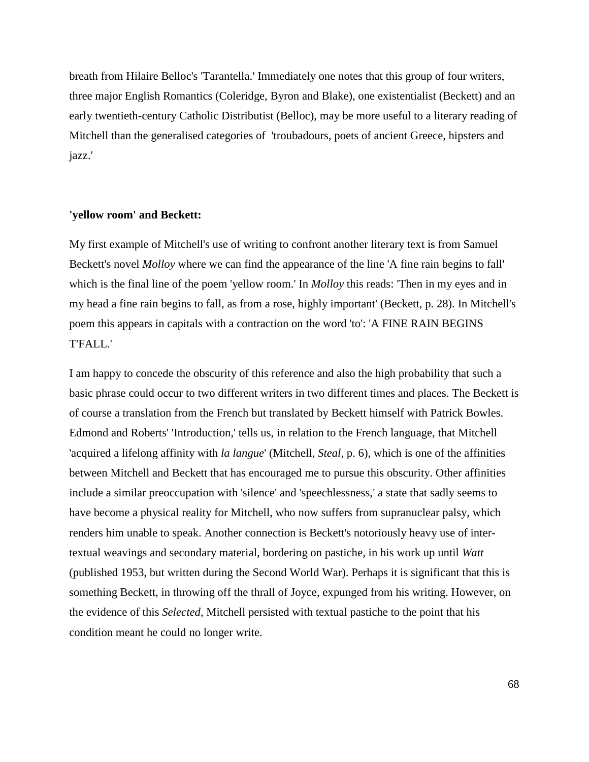breath from Hilaire Belloc's 'Tarantella.' Immediately one notes that this group of four writers, three major English Romantics (Coleridge, Byron and Blake), one existentialist (Beckett) and an early twentieth-century Catholic Distributist (Belloc), may be more useful to a literary reading of Mitchell than the generalised categories of 'troubadours, poets of ancient Greece, hipsters and jazz.'

**'yellow room' and Beckett:**

My first example of Mitchell's use of writing to confront another literary text is from Samuel Beckett's novel *Molloy* where we can find the appearance of the line 'A fine rain begins to fall' which is the final line of the poem 'yellow room.' In *Molloy* this reads: 'Then in my eyes and in my head a fine rain begins to fall, as from a rose, highly important' (Beckett, p. 28). In Mitchell's poem this appears in capitals with a contraction on the word 'to': 'A FINE RAIN BEGINS T'FALL.'

I am happy to concede the obscurity of this reference and also the high probability that such a basic phrase could occur to two different writers in two different times and places. The Beckett is of course a translation from the French but translated by Beckett himself with Patrick Bowles. Edmond and Roberts' 'Introduction,' tells us, in relation to the French language, that Mitchell 'acquired a lifelong affinity with *la langue*' (Mitchell, *Steal*, p. 6), which is one of the affinities between Mitchell and Beckett that has encouraged me to pursue this obscurity. Other affinities include a similar preoccupation with 'silence' and 'speechlessness,' a state that sadly seems to have become a physical reality for Mitchell, who now suffers from supranuclear palsy, which renders him unable to speak. Another connection is Beckett's notoriously heavy use of inter-textual weavings and secondary material, bordering on pastiche, in his work up until *Watt* (published 1953, but written during the Second World War). Perhaps it is significant that this is something Beckett, in throwing off the thrall of Joyce, expunged from his writing. However, on the evidence of this *Selected*, Mitchell persisted with textual pastiche to the point that his condition meant he could no longer write.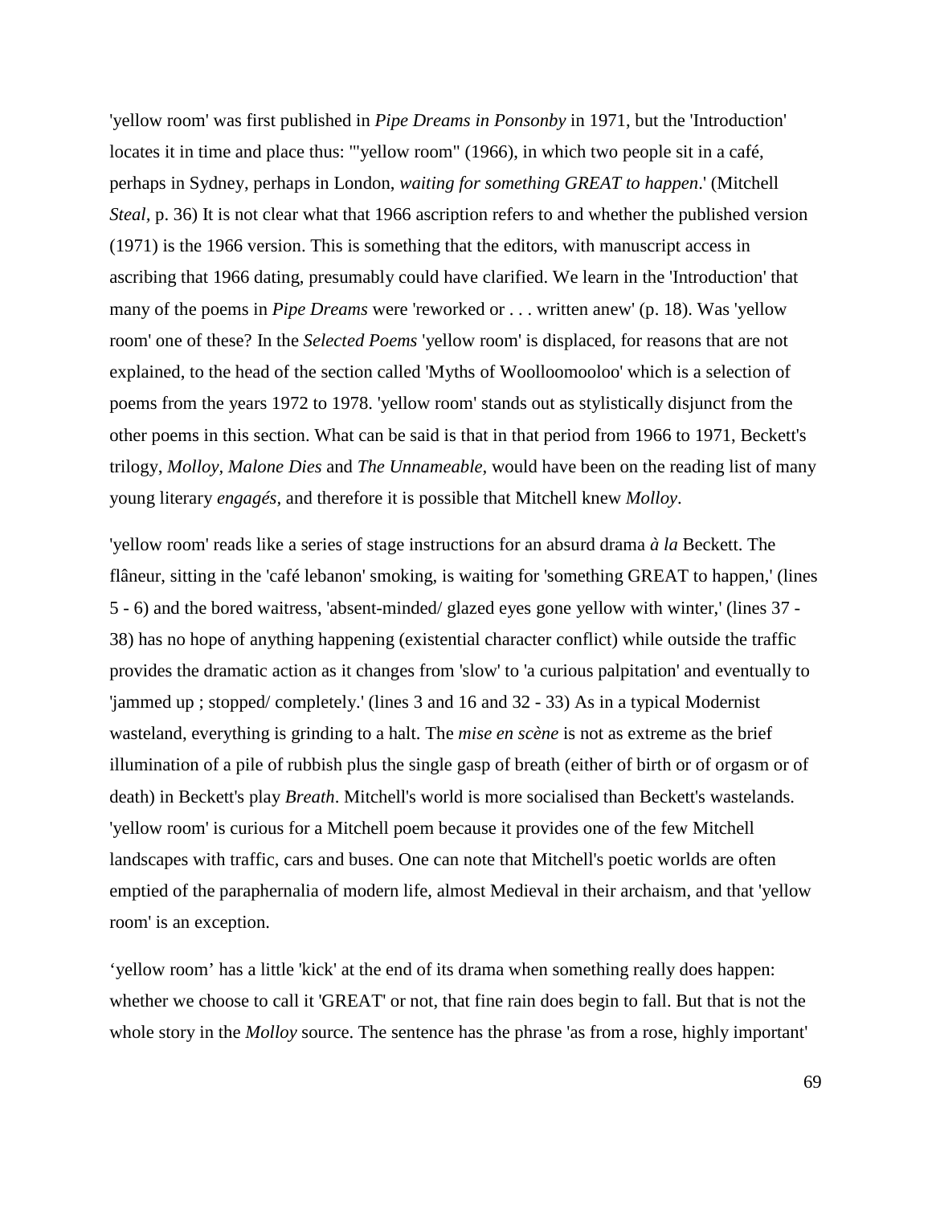'yellow room' was first published in *Pipe Dreams in Ponsonby* in 1971, but the 'Introduction' locates it in time and place thus: '"yellow room" (1966), in which two people sit in a café, perhaps in Sydney, perhaps in London, *waiting for something GREAT to happen*.' (Mitchell *Steal*, p. 36) It is not clear what that 1966 ascription refers to and whether the published version (1971) is the 1966 version. This is something that the editors, with manuscript access in ascribing that 1966 dating, presumably could have clarified. We learn in the 'Introduction' that many of the poems in *Pipe Dreams* were 'reworked or . . . written anew' (p. 18). Was 'yellow room' one of these? In the *Selected Poems* 'yellow room' is displaced, for reasons that are not explained, to the head of the section called 'Myths of Woolloomooloo' which is a selection of poems from the years 1972 to 1978. 'yellow room' stands out as stylistically disjunct from the other poems in this section. What can be said is that in that period from 1966 to 1971, Beckett's trilogy, *Molloy, Malone Dies* and *The Unnameable*, would have been on the reading list of many young literary *engagés*, and therefore it is possible that Mitchell knew *Molloy*.

'yellow room' reads like a series of stage instructions for an absurd drama *à la* Beckett. The flâneur, sitting in the 'café lebanon' smoking, is waiting for 'something GREAT to happen,' (lines 5 - 6) and the bored waitress, 'absent-minded/ glazed eyes gone yellow with winter,' (lines 37 - 38) has no hope of anything happening (existential character conflict) while outside the traffic provides the dramatic action as it changes from 'slow' to 'a curious palpitation' and eventually to 'jammed up ; stopped/ completely.' (lines 3 and 16 and 32 - 33) As in a typical Modernist wasteland, everything is grinding to a halt. The *mise en scène* is not as extreme as the brief illumination of a pile of rubbish plus the single gasp of breath (either of birth or of orgasm or of death) in Beckett's play *Breath*. Mitchell's world is more socialised than Beckett's wastelands. 'yellow room' is curious for a Mitchell poem because it provides one of the few Mitchell landscapes with traffic, cars and buses. One can note that Mitchell's poetic worlds are often emptied of the paraphernalia of modern life, almost Medieval in their archaism, and that 'yellow room' is an exception.

'yellow room' has a little 'kick' at the end of its drama when something really does happen: whether we choose to call it 'GREAT' or not, that fine rain does begin to fall. But that is not the whole story in the *Molloy* source. The sentence has the phrase 'as from a rose, highly important'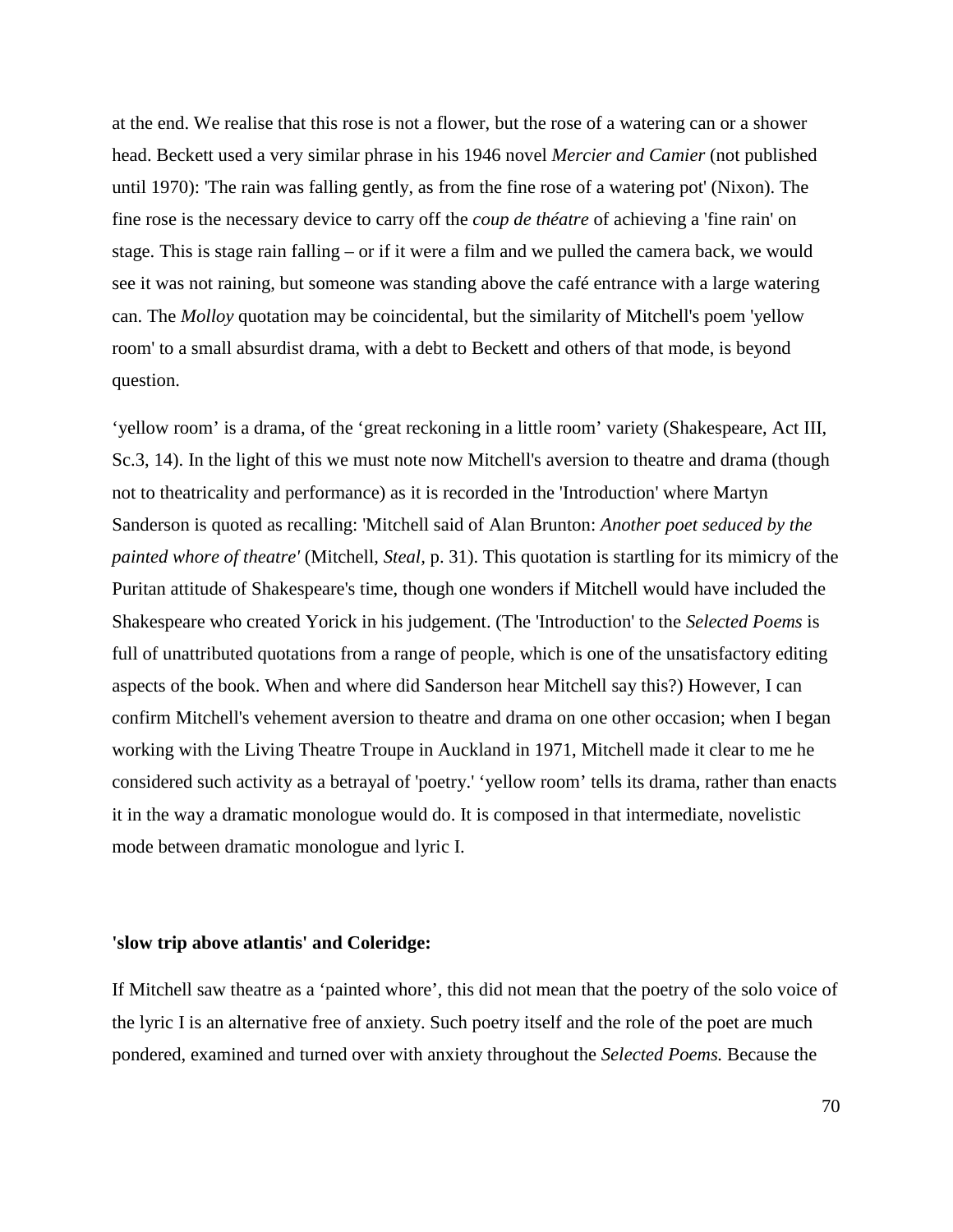at the end. We realise that this rose is not a flower, but the rose of a watering can or a shower head. Beckett used a very similar phrase in his 1946 novel *Mercier and Camier* (not published until 1970): 'The rain was falling gently, as from the fine rose of a watering pot' (Nixon). The fine rose is the necessary device to carry off the *coup de théatre* of achieving a 'fine rain' on stage. This is stage rain falling – or if it were a film and we pulled the camera back, we would see it was not raining, but someone was standing above the café entrance with a large watering can. The *Molloy* quotation may be coincidental, but the similarity of Mitchell's poem 'yellow room' to a small absurdist drama, with a debt to Beckett and others of that mode, is beyond question.

'yellow room' is a drama, of the 'great reckoning in a little room' variety (Shakespeare, Act III, Sc.3, 14). In the light of this we must note now Mitchell's aversion to theatre and drama (though not to theatricality and performance) as it is recorded in the 'Introduction' where Martyn Sanderson is quoted as recalling: 'Mitchell said of Alan Brunton: *Another poet seduced by the painted whore of theatre'* (Mitchell, *Steal*, p. 31). This quotation is startling for its mimicry of the Puritan attitude of Shakespeare's time, though one wonders if Mitchell would have included the Shakespeare who created Yorick in his judgement. (The 'Introduction' to the *Selected Poems* is full of unattributed quotations from a range of people, which is one of the unsatisfactory editing aspects of the book. When and where did Sanderson hear Mitchell say this?) However, I can confirm Mitchell's vehement aversion to theatre and drama on one other occasion; when I began working with the Living Theatre Troupe in Auckland in 1971, Mitchell made it clear to me he considered such activity as a betrayal of 'poetry.' 'yellow room' tells its drama, rather than enacts it in the way a dramatic monologue would do. It is composed in that intermediate, novelistic mode between dramatic monologue and lyric I.

**'slow trip above atlantis' and Coleridge:**

If Mitchell saw theatre as a 'painted whore', this did not mean that the poetry of the solo voice of the lyric I is an alternative free of anxiety. Such poetry itself and the role of the poet are much pondered, examined and turned over with anxiety throughout the *Selected Poems.* Because the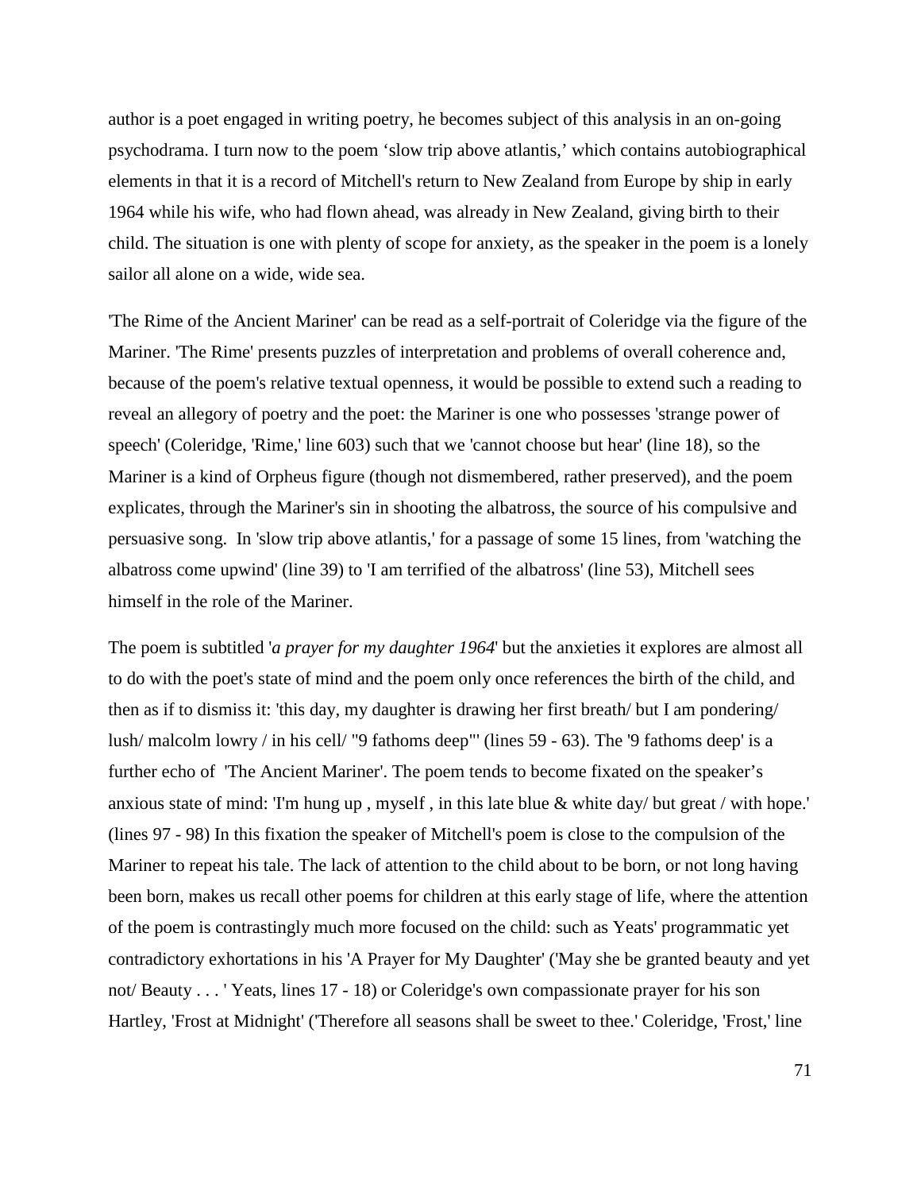author is a poet engaged in writing poetry, he becomes subject of this analysis in an on-going psychodrama. I turn now to the poem 'slow trip above atlantis,' which contains autobiographical elements in that it is a record of Mitchell's return to New Zealand from Europe by ship in early 1964 while his wife, who had flown ahead, was already in New Zealand, giving birth to their child. The situation is one with plenty of scope for anxiety, as the speaker in the poem is a lonely sailor all alone on a wide, wide sea.

'The Rime of the Ancient Mariner' can be read as a self-portrait of Coleridge via the figure of the Mariner. 'The Rime' presents puzzles of interpretation and problems of overall coherence and, because of the poem's relative textual openness, it would be possible to extend such a reading to reveal an allegory of poetry and the poet: the Mariner is one who possesses 'strange power of speech' (Coleridge, 'Rime,' line 603) such that we 'cannot choose but hear' (line 18), so the Mariner is a kind of Orpheus figure (though not dismembered, rather preserved), and the poem explicates, through the Mariner's sin in shooting the albatross, the source of his compulsive and persuasive song. In 'slow trip above atlantis,' for a passage of some 15 lines, from 'watching the albatross come upwind' (line 39) to 'I am terrified of the albatross' (line 53), Mitchell sees himself in the role of the Mariner.

The poem is subtitled '*a prayer for my daughter 1964*' but the anxieties it explores are almost all to do with the poet's state of mind and the poem only once references the birth of the child, and then as if to dismiss it: 'this day, my daughter is drawing her first breath/ but I am pondering/ lush/ malcolm lowry / in his cell/ "9 fathoms deep"' (lines 59 - 63). The '9 fathoms deep' is a further echo of 'The Ancient Mariner'. The poem tends to become fixated on the speaker's anxious state of mind: 'I'm hung up , myself , in this late blue & white day/ but great / with hope.' (lines 97 - 98) In this fixation the speaker of Mitchell's poem is close to the compulsion of the Mariner to repeat his tale. The lack of attention to the child about to be born, or not long having been born, makes us recall other poems for children at this early stage of life, where the attention of the poem is contrastingly much more focused on the child: such as Yeats' programmatic yet contradictory exhortations in his 'A Prayer for My Daughter' ('May she be granted beauty and yet not/ Beauty . . . ' Yeats, lines 17 - 18) or Coleridge's own compassionate prayer for his son Hartley, 'Frost at Midnight' ('Therefore all seasons shall be sweet to thee.' Coleridge, 'Frost,' line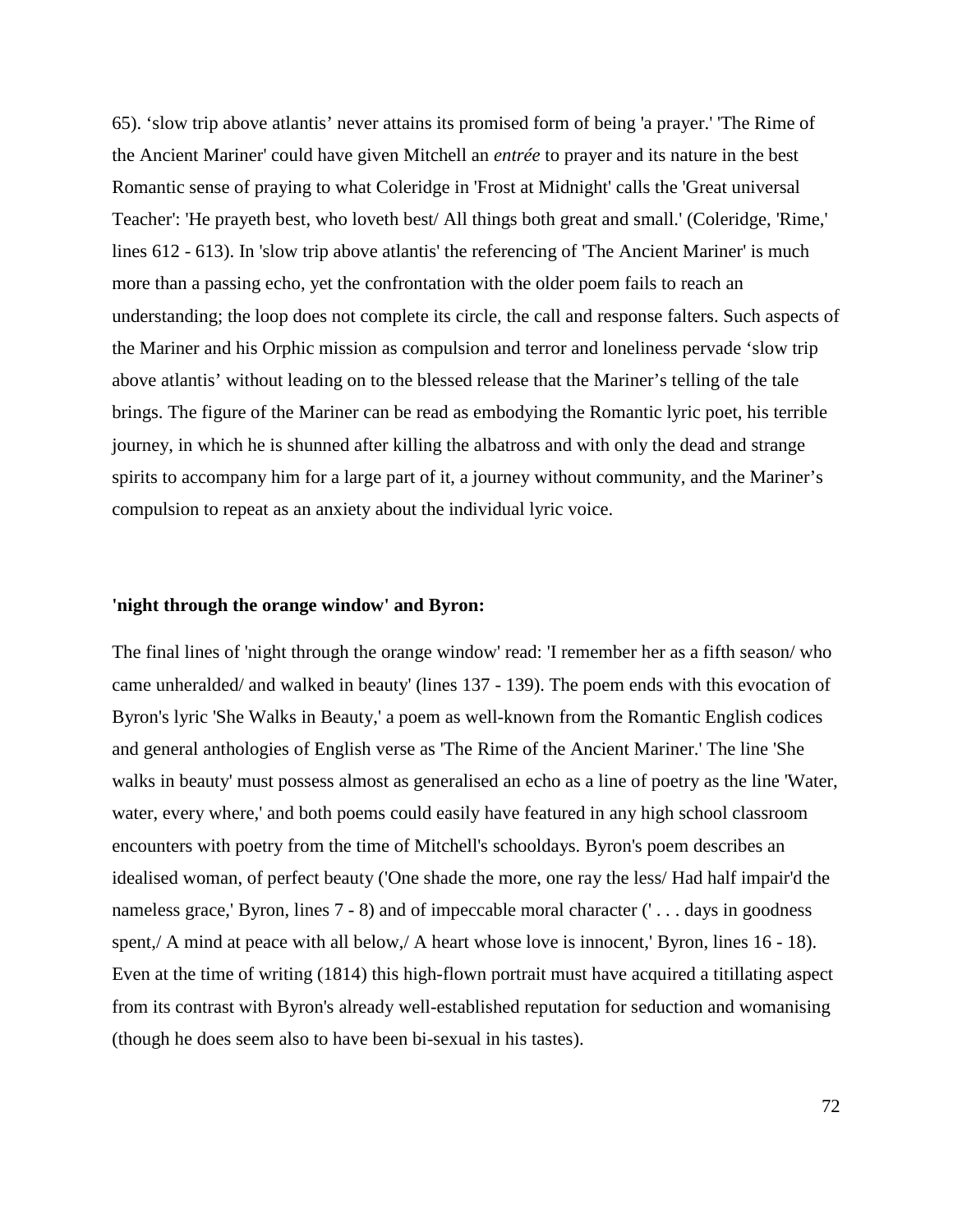65). ‘slow trip above atlantis’ never attains its promised form of being 'a prayer.' 'The Rime of the Ancient Mariner' could have given Mitchell an *entrée* to prayer and its nature in the best Romantic sense of praying to what Coleridge in 'Frost at Midnight' calls the 'Great universal Teacher': 'He prayeth best, who loveth best/ All things both great and small.' (Coleridge, 'Rime,' lines 612 - 613). In 'slow trip above atlantis' the referencing of 'The Ancient Mariner' is much more than a passing echo, yet the confrontation with the older poem fails to reach an understanding; the loop does not complete its circle, the call and response falters. Such aspects of the Mariner and his Orphic mission as compulsion and terror and loneliness pervade ‘slow trip above atlantis’ without leading on to the blessed release that the Mariner’s telling of the tale brings. The figure of the Mariner can be read as embodying the Romantic lyric poet, his terrible journey, in which he is shunned after killing the albatross and with only the dead and strange spirits to accompany him for a large part of it, a journey without community, and the Mariner’s compulsion to repeat as an anxiety about the individual lyric voice.

**'night through the orange window' and Byron:**

The final lines of 'night through the orange window' read: 'I remember her as a fifth season/ who came unheralded/ and walked in beauty' (lines 137 - 139). The poem ends with this evocation of Byron's lyric 'She Walks in Beauty,' a poem as well-known from the Romantic English codices and general anthologies of English verse as 'The Rime of the Ancient Mariner.' The line 'She walks in beauty' must possess almost as generalised an echo as a line of poetry as the line 'Water, water, every where,' and both poems could easily have featured in any high school classroom encounters with poetry from the time of Mitchell's schooldays. Byron's poem describes an idealised woman, of perfect beauty ('One shade the more, one ray the less/ Had half impair'd the nameless grace,' Byron, lines 7 - 8) and of impeccable moral character (' . . . days in goodness spent,/ A mind at peace with all below,/ A heart whose love is innocent,' Byron, lines 16 - 18). Even at the time of writing (1814) this high-flown portrait must have acquired a titillating aspect from its contrast with Byron's already well-established reputation for seduction and womanising (though he does seem also to have been bi-sexual in his tastes).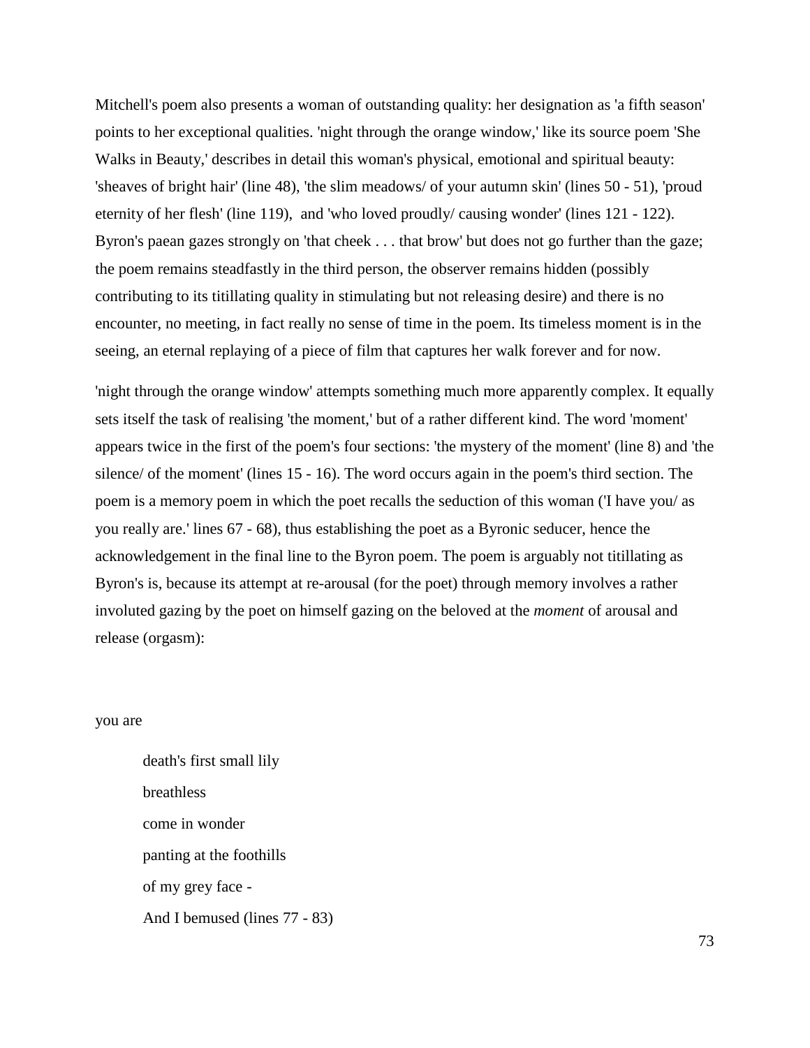Mitchell's poem also presents a woman of outstanding quality: her designation as 'a fifth season' points to her exceptional qualities. 'night through the orange window,' like its source poem 'She Walks in Beauty,' describes in detail this woman's physical, emotional and spiritual beauty: 'sheaves of bright hair' (line 48), 'the slim meadows/ of your autumn skin' (lines 50 - 51), 'proud eternity of her flesh' (line 119), and 'who loved proudly/ causing wonder' (lines 121 - 122). Byron's paean gazes strongly on 'that cheek . . . that brow' but does not go further than the gaze; the poem remains steadfastly in the third person, the observer remains hidden (possibly contributing to its titillating quality in stimulating but not releasing desire) and there is no encounter, no meeting, in fact really no sense of time in the poem. Its timeless moment is in the seeing, an eternal replaying of a piece of film that captures her walk forever and for now.

'night through the orange window' attempts something much more apparently complex. It equally sets itself the task of realising 'the moment,' but of a rather different kind. The word 'moment' appears twice in the first of the poem's four sections: 'the mystery of the moment' (line 8) and 'the silence/ of the moment' (lines 15 - 16). The word occurs again in the poem's third section. The poem is a memory poem in which the poet recalls the seduction of this woman ('I have you/ as you really are.' lines 67 - 68), thus establishing the poet as a Byronic seducer, hence the acknowledgement in the final line to the Byron poem. The poem is arguably not titillating as Byron's is, because its attempt at re-arousal (for the poet) through memory involves a rather involuted gazing by the poet on himself gazing on the beloved at the *moment* of arousal and release (orgasm):

you are

> death's first small lily
> breathless
> come in wonder
> panting at the foothills
> of my grey face -
> And I bemused (lines 77 - 83)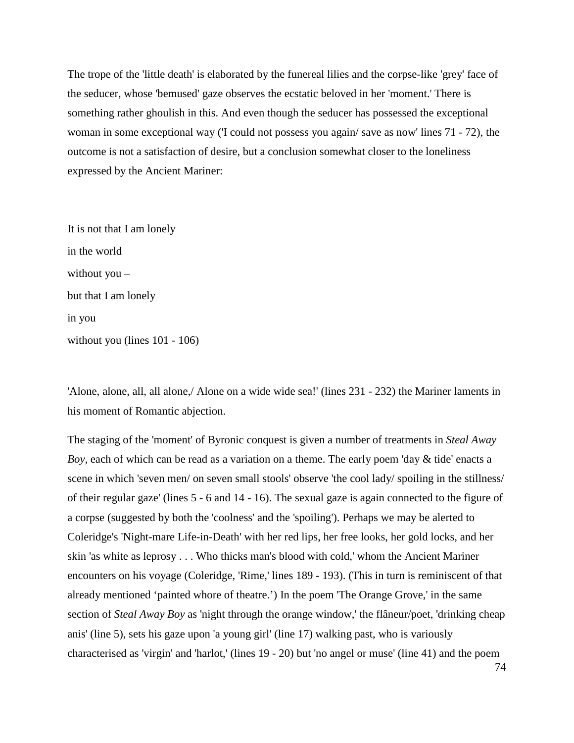The trope of the 'little death' is elaborated by the funereal lilies and the corpse-like 'grey' face of the seducer, whose 'bemused' gaze observes the ecstatic beloved in her 'moment.' There is something rather ghoulish in this. And even though the seducer has possessed the exceptional woman in some exceptional way ('I could not possess you again/ save as now' lines 71 - 72), the outcome is not a satisfaction of desire, but a conclusion somewhat closer to the loneliness expressed by the Ancient Mariner:

It is not that I am lonely
in the world
without you –
but that I am lonely
in you
without you (lines 101 - 106)

'Alone, alone, all, all alone,/ Alone on a wide wide sea!' (lines 231 - 232) the Mariner laments in his moment of Romantic abjection.

The staging of the 'moment' of Byronic conquest is given a number of treatments in *Steal Away Boy*, each of which can be read as a variation on a theme. The early poem 'day & tide' enacts a scene in which 'seven men/ on seven small stools' observe 'the cool lady/ spoiling in the stillness/ of their regular gaze' (lines 5 - 6 and 14 - 16). The sexual gaze is again connected to the figure of a corpse (suggested by both the 'coolness' and the 'spoiling'). Perhaps we may be alerted to Coleridge's 'Night-mare Life-in-Death' with her red lips, her free looks, her gold locks, and her skin 'as white as leprosy . . . Who thicks man's blood with cold,' whom the Ancient Mariner encounters on his voyage (Coleridge, 'Rime,' lines 189 - 193). (This in turn is reminiscent of that already mentioned 'painted whore of theatre.') In the poem 'The Orange Grove,' in the same section of *Steal Away Boy* as 'night through the orange window,' the flâneur/poet, 'drinking cheap anis' (line 5), sets his gaze upon 'a young girl' (line 17) walking past, who is variously characterised as 'virgin' and 'harlot,' (lines 19 - 20) but 'no angel or muse' (line 41) and the poem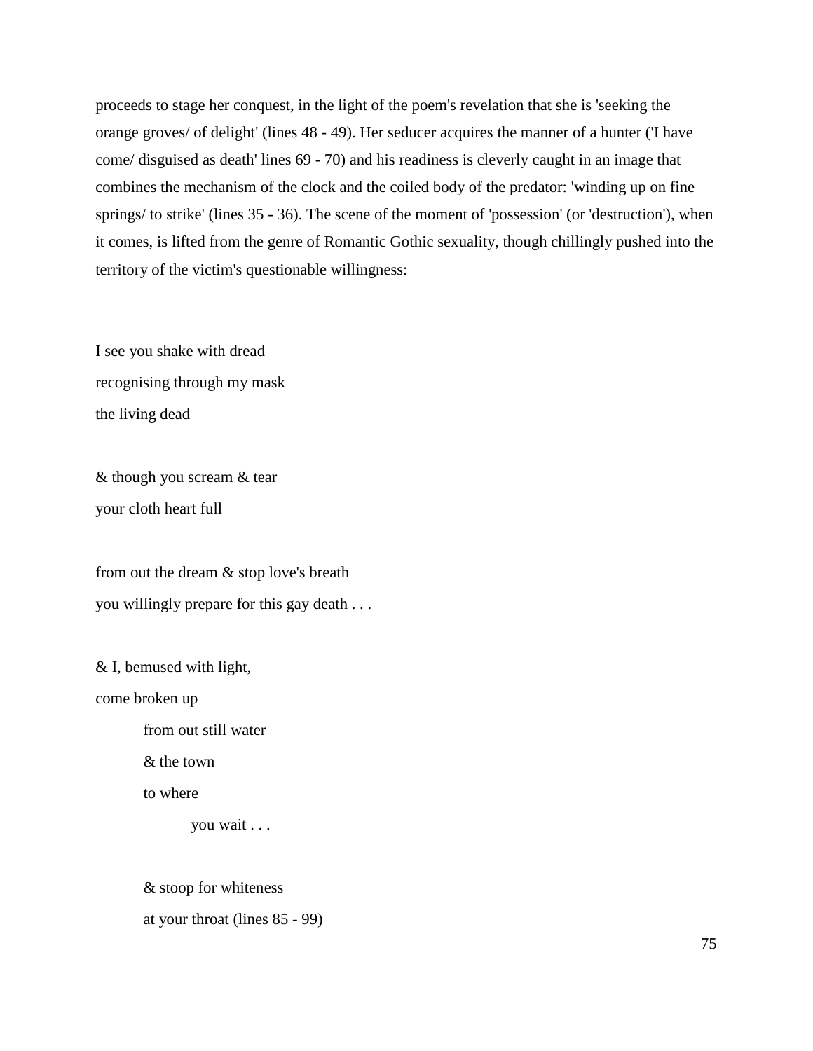proceeds to stage her conquest, in the light of the poem's revelation that she is 'seeking the orange groves/ of delight' (lines 48 - 49). Her seducer acquires the manner of a hunter ('I have come/ disguised as death' lines 69 - 70) and his readiness is cleverly caught in an image that combines the mechanism of the clock and the coiled body of the predator: 'winding up on fine springs/ to strike' (lines 35 - 36). The scene of the moment of 'possession' (or 'destruction'), when it comes, is lifted from the genre of Romantic Gothic sexuality, though chillingly pushed into the territory of the victim's questionable willingness:

I see you shake with dread  
recognising through my mask  
the living dead

& though you scream & tear  
your cloth heart full

from out the dream & stop love's breath  
you willingly prepare for this gay death . . .

& I, bemused with light,  
come broken up  
&emsp;&emsp;from out still water  
&emsp;&emsp;& the town  
&emsp;&emsp;to where  
&emsp;&emsp;&emsp;&emsp;you wait . . .

&emsp;&emsp;& stoop for whiteness  
&emsp;&emsp;at your throat (lines 85 - 99)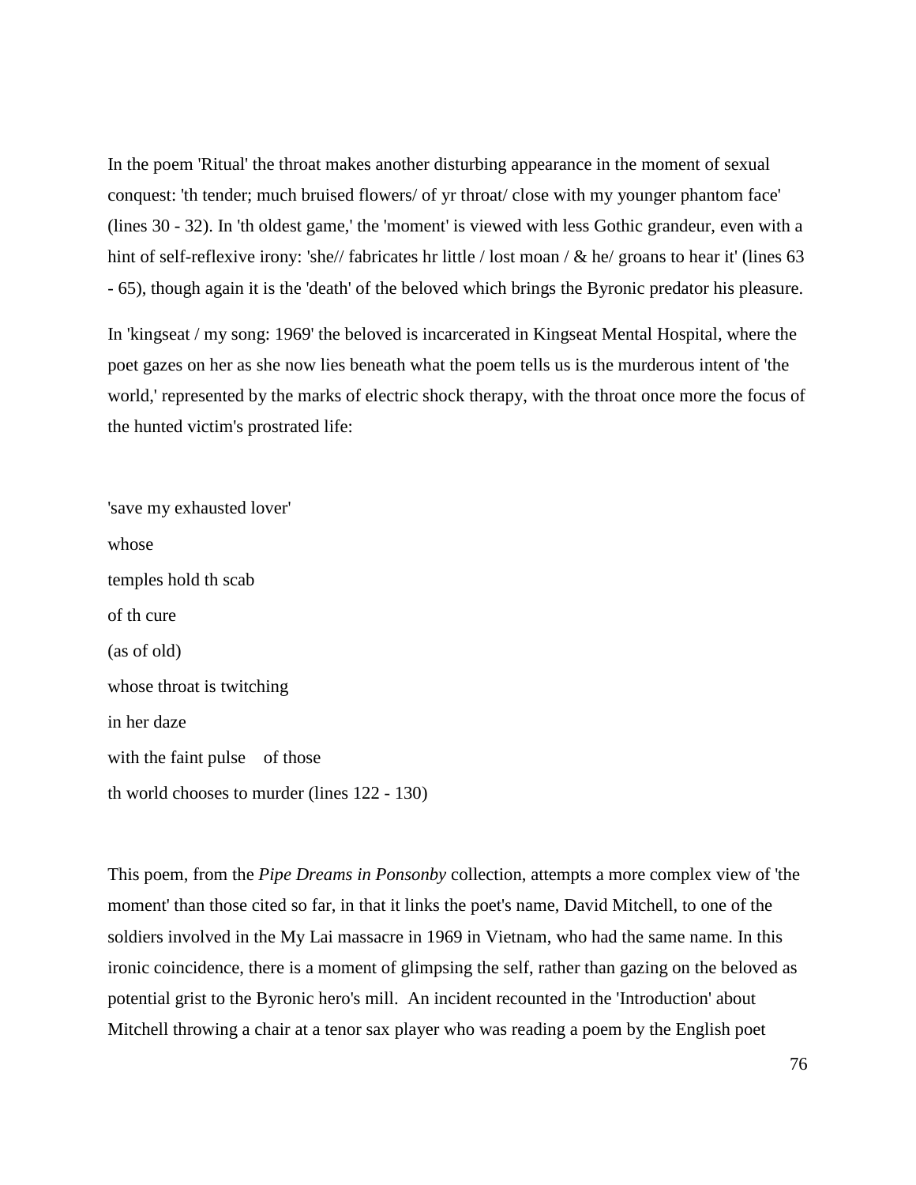In the poem 'Ritual' the throat makes another disturbing appearance in the moment of sexual conquest: 'th tender; much bruised flowers/ of yr throat/ close with my younger phantom face' (lines 30 - 32). In 'th oldest game,' the 'moment' is viewed with less Gothic grandeur, even with a hint of self-reflexive irony: 'she// fabricates hr little / lost moan / & he/ groans to hear it' (lines 63 - 65), though again it is the 'death' of the beloved which brings the Byronic predator his pleasure.

In 'kingseat / my song: 1969' the beloved is incarcerated in Kingseat Mental Hospital, where the poet gazes on her as she now lies beneath what the poem tells us is the murderous intent of 'the world,' represented by the marks of electric shock therapy, with the throat once more the focus of the hunted victim's prostrated life:

'save my exhausted lover'  
whose  
temples hold th scab  
of th cure  
(as of old)  
whose throat is twitching  
in her daze  
with the faint pulse    of those  
th world chooses to murder (lines 122 - 130)

This poem, from the *Pipe Dreams in Ponsonby* collection, attempts a more complex view of 'the moment' than those cited so far, in that it links the poet's name, David Mitchell, to one of the soldiers involved in the My Lai massacre in 1969 in Vietnam, who had the same name. In this ironic coincidence, there is a moment of glimpsing the self, rather than gazing on the beloved as potential grist to the Byronic hero's mill. An incident recounted in the 'Introduction' about Mitchell throwing a chair at a tenor sax player who was reading a poem by the English poet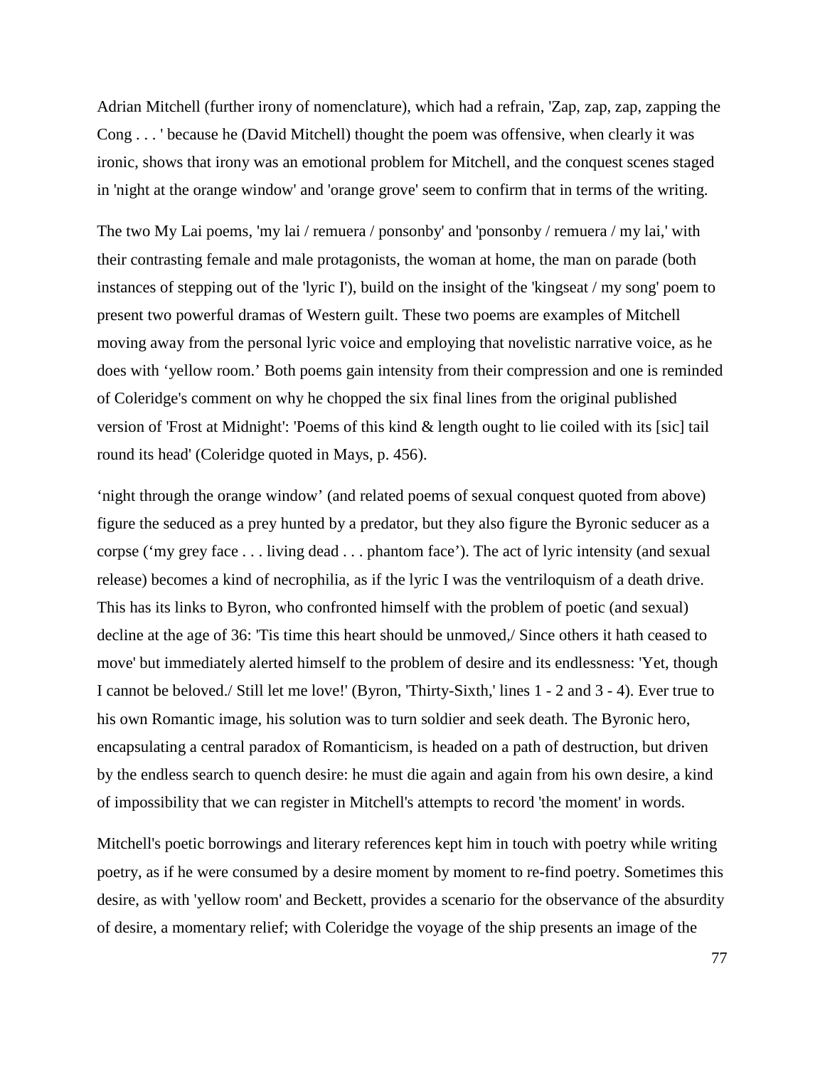Adrian Mitchell (further irony of nomenclature), which had a refrain, 'Zap, zap, zap, zapping the Cong . . . ' because he (David Mitchell) thought the poem was offensive, when clearly it was ironic, shows that irony was an emotional problem for Mitchell, and the conquest scenes staged in 'night at the orange window' and 'orange grove' seem to confirm that in terms of the writing.

The two My Lai poems, 'my lai / remuera / ponsonby' and 'ponsonby / remuera / my lai,' with their contrasting female and male protagonists, the woman at home, the man on parade (both instances of stepping out of the 'lyric I'), build on the insight of the 'kingseat / my song' poem to present two powerful dramas of Western guilt. These two poems are examples of Mitchell moving away from the personal lyric voice and employing that novelistic narrative voice, as he does with 'yellow room.' Both poems gain intensity from their compression and one is reminded of Coleridge's comment on why he chopped the six final lines from the original published version of 'Frost at Midnight': 'Poems of this kind & length ought to lie coiled with its [sic] tail round its head' (Coleridge quoted in Mays, p. 456).

'night through the orange window' (and related poems of sexual conquest quoted from above) figure the seduced as a prey hunted by a predator, but they also figure the Byronic seducer as a corpse ('my grey face . . . living dead . . . phantom face'). The act of lyric intensity (and sexual release) becomes a kind of necrophilia, as if the lyric I was the ventriloquism of a death drive. This has its links to Byron, who confronted himself with the problem of poetic (and sexual) decline at the age of 36: 'Tis time this heart should be unmoved,/ Since others it hath ceased to move' but immediately alerted himself to the problem of desire and its endlessness: 'Yet, though I cannot be beloved./ Still let me love!' (Byron, 'Thirty-Sixth,' lines 1 - 2 and 3 - 4). Ever true to his own Romantic image, his solution was to turn soldier and seek death. The Byronic hero, encapsulating a central paradox of Romanticism, is headed on a path of destruction, but driven by the endless search to quench desire: he must die again and again from his own desire, a kind of impossibility that we can register in Mitchell's attempts to record 'the moment' in words.

Mitchell's poetic borrowings and literary references kept him in touch with poetry while writing poetry, as if he were consumed by a desire moment by moment to re-find poetry. Sometimes this desire, as with 'yellow room' and Beckett, provides a scenario for the observance of the absurdity of desire, a momentary relief; with Coleridge the voyage of the ship presents an image of the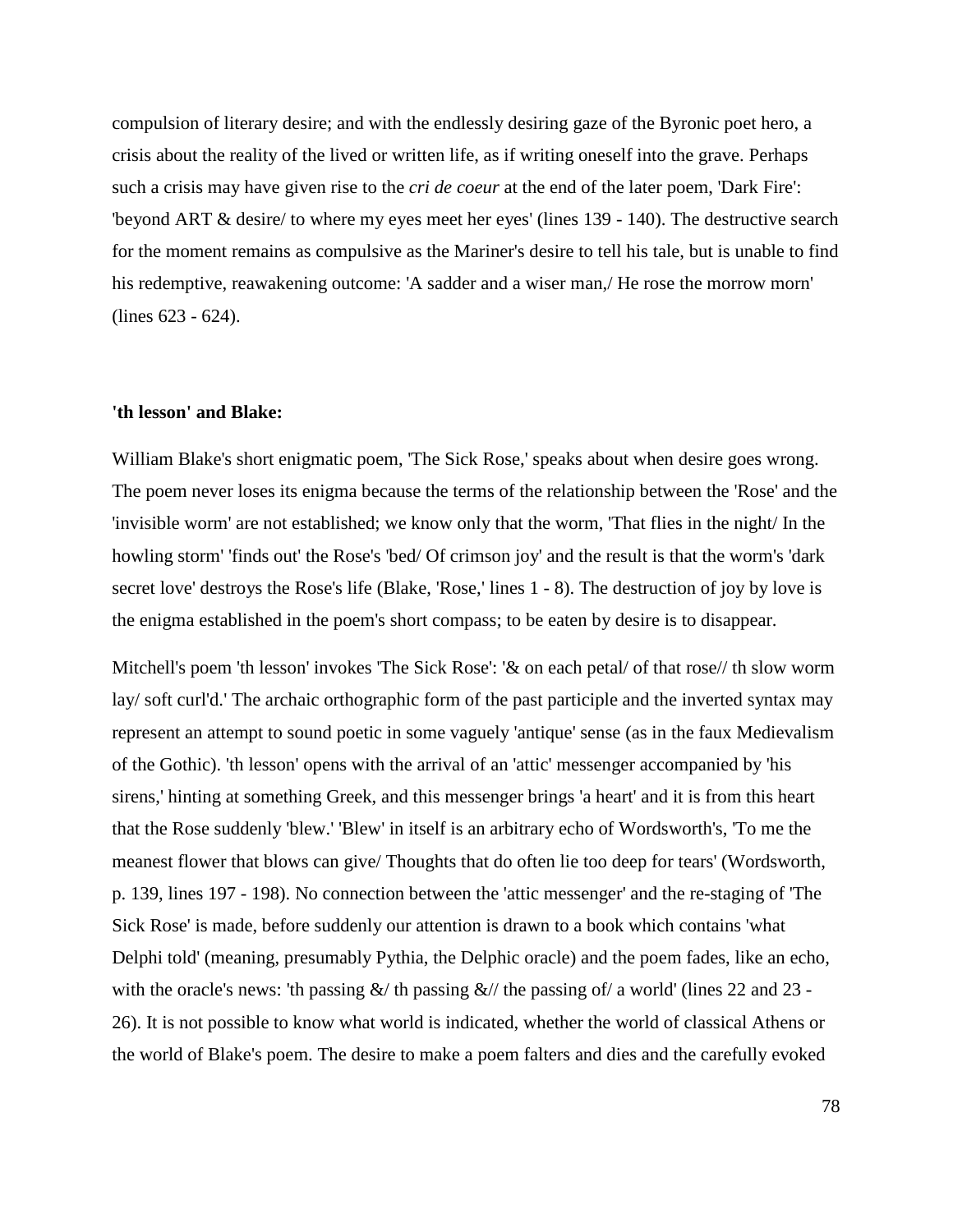compulsion of literary desire; and with the endlessly desiring gaze of the Byronic poet hero, a crisis about the reality of the lived or written life, as if writing oneself into the grave. Perhaps such a crisis may have given rise to the *cri de coeur* at the end of the later poem, 'Dark Fire': 'beyond ART & desire/ to where my eyes meet her eyes' (lines 139 - 140). The destructive search for the moment remains as compulsive as the Mariner's desire to tell his tale, but is unable to find his redemptive, reawakening outcome: 'A sadder and a wiser man,/ He rose the morrow morn' (lines 623 - 624).

**'th lesson' and Blake:**

William Blake's short enigmatic poem, 'The Sick Rose,' speaks about when desire goes wrong. The poem never loses its enigma because the terms of the relationship between the 'Rose' and the 'invisible worm' are not established; we know only that the worm, 'That flies in the night/ In the howling storm' 'finds out' the Rose's 'bed/ Of crimson joy' and the result is that the worm's 'dark secret love' destroys the Rose's life (Blake, 'Rose,' lines 1 - 8). The destruction of joy by love is the enigma established in the poem's short compass; to be eaten by desire is to disappear.

Mitchell's poem 'th lesson' invokes 'The Sick Rose': '& on each petal/ of that rose// th slow worm lay/ soft curl'd.' The archaic orthographic form of the past participle and the inverted syntax may represent an attempt to sound poetic in some vaguely 'antique' sense (as in the faux Medievalism of the Gothic). 'th lesson' opens with the arrival of an 'attic' messenger accompanied by 'his sirens,' hinting at something Greek, and this messenger brings 'a heart' and it is from this heart that the Rose suddenly 'blew.' 'Blew' in itself is an arbitrary echo of Wordsworth's, 'To me the meanest flower that blows can give/ Thoughts that do often lie too deep for tears' (Wordsworth, p. 139, lines 197 - 198). No connection between the 'attic messenger' and the re-staging of 'The Sick Rose' is made, before suddenly our attention is drawn to a book which contains 'what Delphi told' (meaning, presumably Pythia, the Delphic oracle) and the poem fades, like an echo, with the oracle's news: 'th passing &/ th passing &// the passing of/ a world' (lines 22 and 23 - 26). It is not possible to know what world is indicated, whether the world of classical Athens or the world of Blake's poem. The desire to make a poem falters and dies and the carefully evoked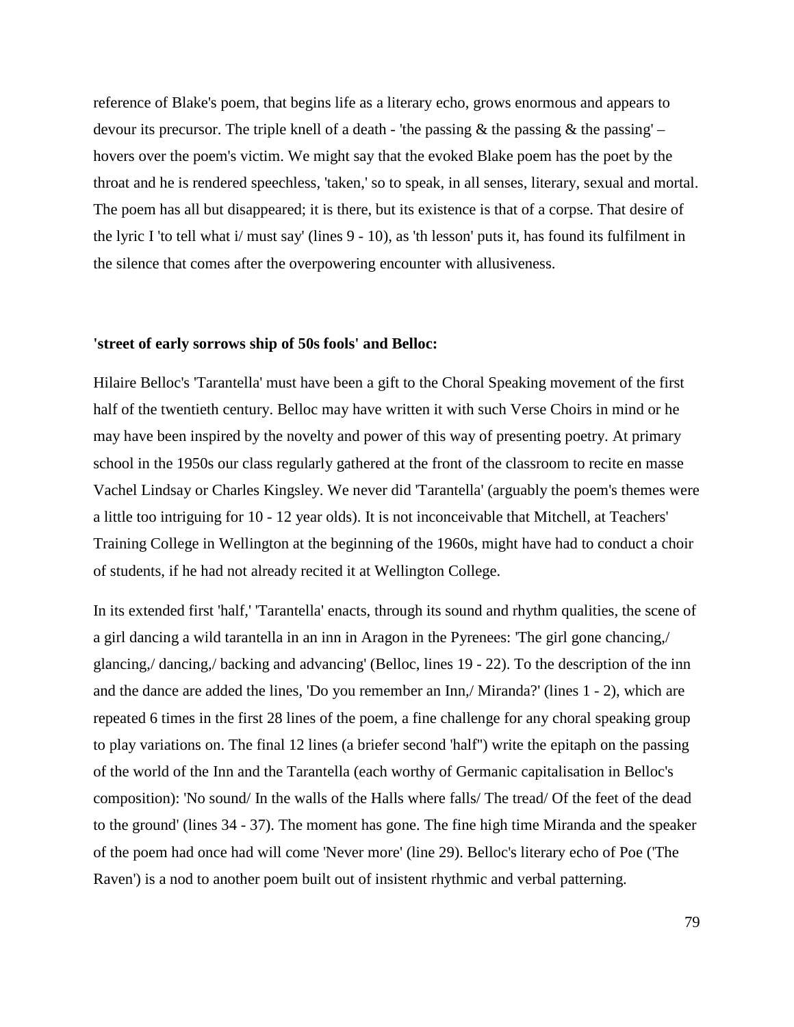reference of Blake's poem, that begins life as a literary echo, grows enormous and appears to devour its precursor. The triple knell of a death - 'the passing & the passing & the passing' – hovers over the poem's victim. We might say that the evoked Blake poem has the poet by the throat and he is rendered speechless, 'taken,' so to speak, in all senses, literary, sexual and mortal. The poem has all but disappeared; it is there, but its existence is that of a corpse. That desire of the lyric I 'to tell what i/ must say' (lines 9 - 10), as 'th lesson' puts it, has found its fulfilment in the silence that comes after the overpowering encounter with allusiveness.

**'street of early sorrows ship of 50s fools' and Belloc:**

Hilaire Belloc's 'Tarantella' must have been a gift to the Choral Speaking movement of the first half of the twentieth century. Belloc may have written it with such Verse Choirs in mind or he may have been inspired by the novelty and power of this way of presenting poetry. At primary school in the 1950s our class regularly gathered at the front of the classroom to recite en masse Vachel Lindsay or Charles Kingsley. We never did 'Tarantella' (arguably the poem's themes were a little too intriguing for 10 - 12 year olds). It is not inconceivable that Mitchell, at Teachers' Training College in Wellington at the beginning of the 1960s, might have had to conduct a choir of students, if he had not already recited it at Wellington College.

In its extended first 'half,' 'Tarantella' enacts, through its sound and rhythm qualities, the scene of a girl dancing a wild tarantella in an inn in Aragon in the Pyrenees: 'The girl gone chancing,/ glancing,/ dancing,/ backing and advancing' (Belloc, lines 19 - 22). To the description of the inn and the dance are added the lines, 'Do you remember an Inn,/ Miranda?' (lines 1 - 2), which are repeated 6 times in the first 28 lines of the poem, a fine challenge for any choral speaking group to play variations on. The final 12 lines (a briefer second 'half'') write the epitaph on the passing of the world of the Inn and the Tarantella (each worthy of Germanic capitalisation in Belloc's composition): 'No sound/ In the walls of the Halls where falls/ The tread/ Of the feet of the dead to the ground' (lines 34 - 37). The moment has gone. The fine high time Miranda and the speaker of the poem had once had will come 'Never more' (line 29). Belloc's literary echo of Poe ('The Raven') is a nod to another poem built out of insistent rhythmic and verbal patterning.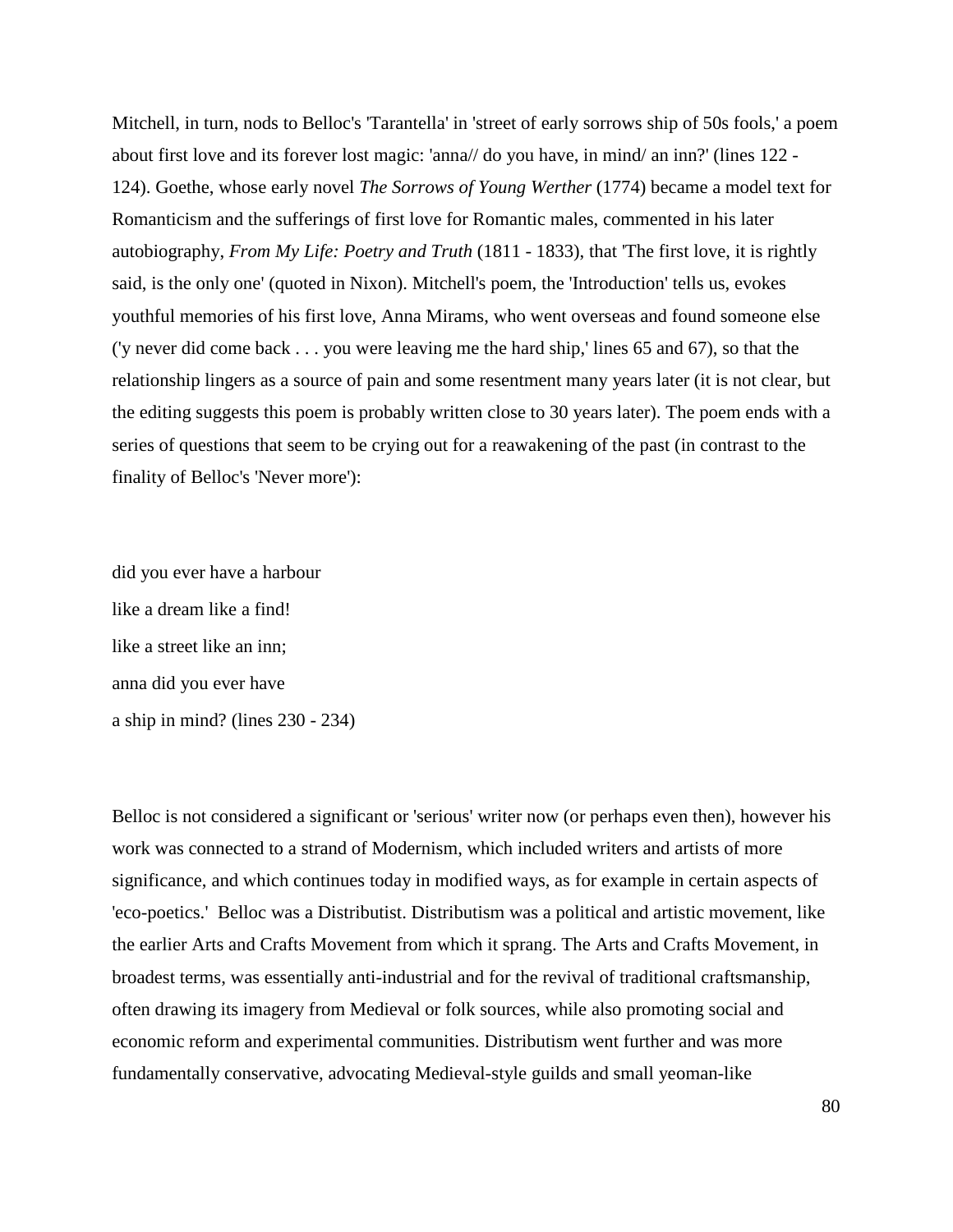Mitchell, in turn, nods to Belloc's 'Tarantella' in 'street of early sorrows ship of 50s fools,' a poem about first love and its forever lost magic: 'anna// do you have, in mind/ an inn?' (lines 122 - 124). Goethe, whose early novel *The Sorrows of Young Werther* (1774) became a model text for Romanticism and the sufferings of first love for Romantic males, commented in his later autobiography, *From My Life: Poetry and Truth* (1811 - 1833), that 'The first love, it is rightly said, is the only one' (quoted in Nixon). Mitchell's poem, the 'Introduction' tells us, evokes youthful memories of his first love, Anna Mirams, who went overseas and found someone else ('y never did come back . . . you were leaving me the hard ship,' lines 65 and 67), so that the relationship lingers as a source of pain and some resentment many years later (it is not clear, but the editing suggests this poem is probably written close to 30 years later). The poem ends with a series of questions that seem to be crying out for a reawakening of the past (in contrast to the finality of Belloc's 'Never more'):

did you ever have a harbour  
like a dream like a find!  
like a street like an inn;  
anna did you ever have  
a ship in mind? (lines 230 - 234)

Belloc is not considered a significant or 'serious' writer now (or perhaps even then), however his work was connected to a strand of Modernism, which included writers and artists of more significance, and which continues today in modified ways, as for example in certain aspects of 'eco-poetics.' Belloc was a Distributist. Distributism was a political and artistic movement, like the earlier Arts and Crafts Movement from which it sprang. The Arts and Crafts Movement, in broadest terms, was essentially anti-industrial and for the revival of traditional craftsmanship, often drawing its imagery from Medieval or folk sources, while also promoting social and economic reform and experimental communities. Distributism went further and was more fundamentally conservative, advocating Medieval-style guilds and small yeoman-like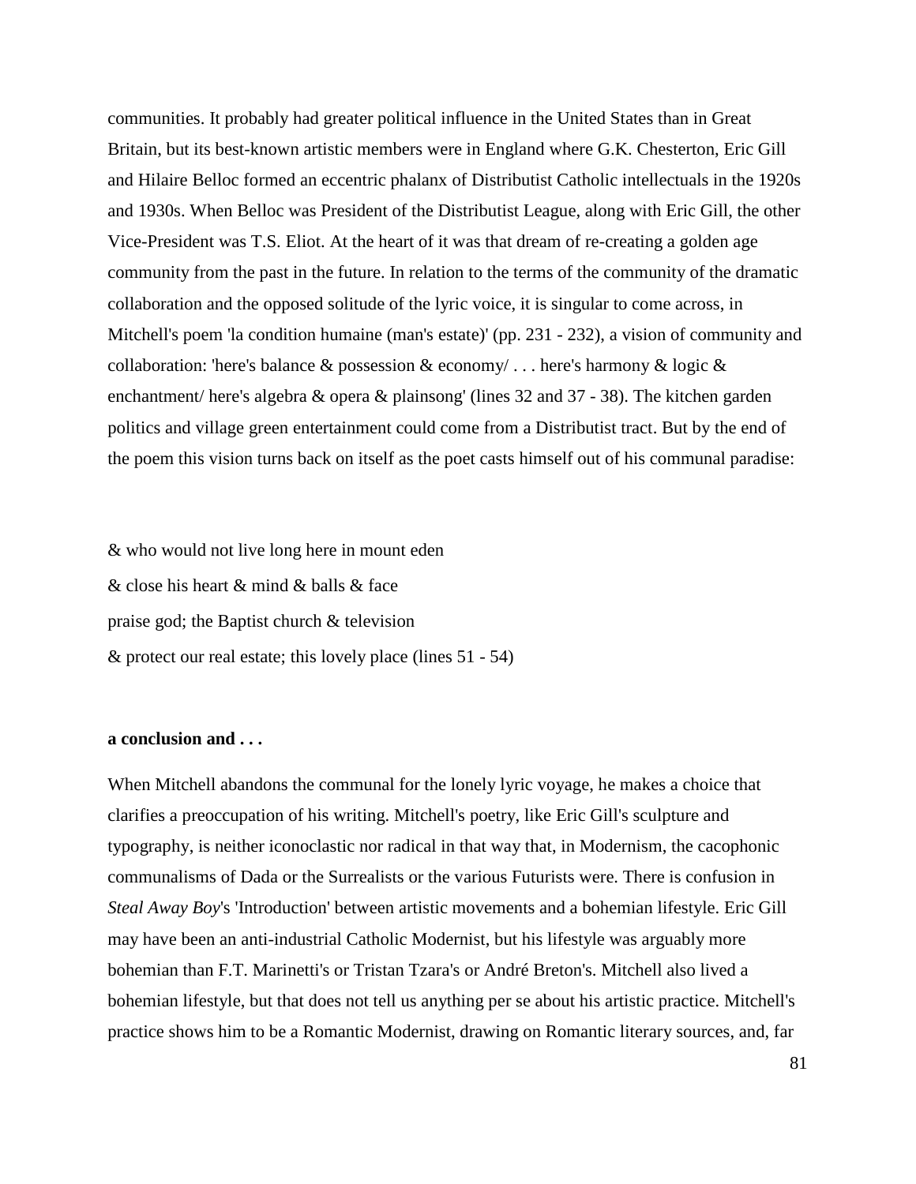communities. It probably had greater political influence in the United States than in Great Britain, but its best-known artistic members were in England where G.K. Chesterton, Eric Gill and Hilaire Belloc formed an eccentric phalanx of Distributist Catholic intellectuals in the 1920s and 1930s. When Belloc was President of the Distributist League, along with Eric Gill, the other Vice-President was T.S. Eliot. At the heart of it was that dream of re-creating a golden age community from the past in the future. In relation to the terms of the community of the dramatic collaboration and the opposed solitude of the lyric voice, it is singular to come across, in Mitchell's poem 'la condition humaine (man's estate)' (pp. 231 - 232), a vision of community and collaboration: 'here's balance & possession & economy/ . . . here's harmony & logic & enchantment/ here's algebra & opera & plainsong' (lines 32 and 37 - 38). The kitchen garden politics and village green entertainment could come from a Distributist tract. But by the end of the poem this vision turns back on itself as the poet casts himself out of his communal paradise:

& who would not live long here in mount eden  
& close his heart & mind & balls & face  
praise god; the Baptist church & television  
& protect our real estate; this lovely place (lines 51 - 54)

**a conclusion and . . .**

When Mitchell abandons the communal for the lonely lyric voyage, he makes a choice that clarifies a preoccupation of his writing. Mitchell's poetry, like Eric Gill's sculpture and typography, is neither iconoclastic nor radical in that way that, in Modernism, the cacophonic communalisms of Dada or the Surrealists or the various Futurists were. There is confusion in *Steal Away Boy*'s 'Introduction' between artistic movements and a bohemian lifestyle. Eric Gill may have been an anti-industrial Catholic Modernist, but his lifestyle was arguably more bohemian than F.T. Marinetti's or Tristan Tzara's or André Breton's. Mitchell also lived a bohemian lifestyle, but that does not tell us anything per se about his artistic practice. Mitchell's practice shows him to be a Romantic Modernist, drawing on Romantic literary sources, and, far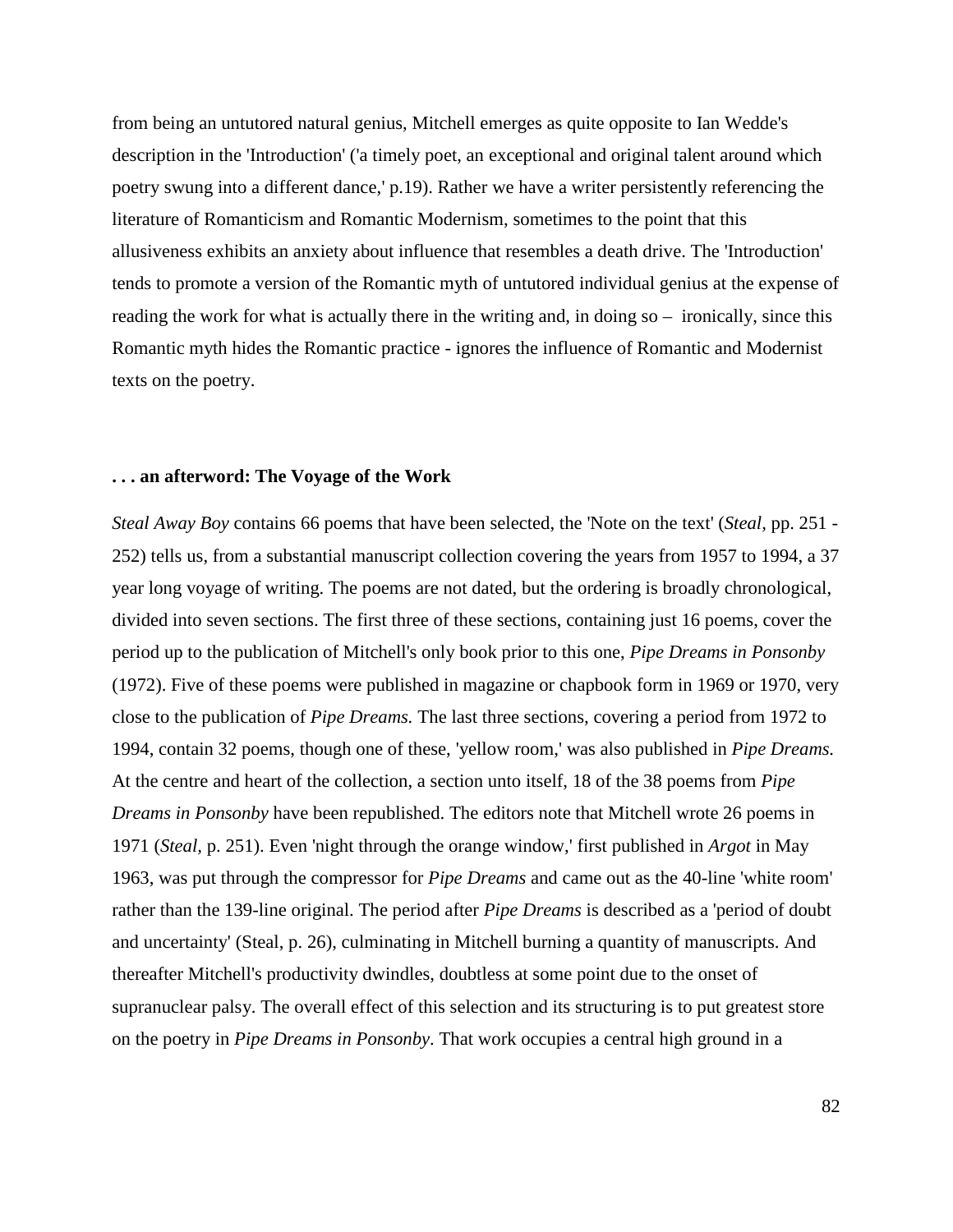from being an untutored natural genius, Mitchell emerges as quite opposite to Ian Wedde's description in the 'Introduction' ('a timely poet, an exceptional and original talent around which poetry swung into a different dance,' p.19). Rather we have a writer persistently referencing the literature of Romanticism and Romantic Modernism, sometimes to the point that this allusiveness exhibits an anxiety about influence that resembles a death drive. The 'Introduction' tends to promote a version of the Romantic myth of untutored individual genius at the expense of reading the work for what is actually there in the writing and, in doing so – ironically, since this Romantic myth hides the Romantic practice - ignores the influence of Romantic and Modernist texts on the poetry.

**. . . an afterword: The Voyage of the Work**

*Steal Away Boy* contains 66 poems that have been selected, the 'Note on the text' (*Steal,* pp. 251 - 252) tells us, from a substantial manuscript collection covering the years from 1957 to 1994, a 37 year long voyage of writing. The poems are not dated, but the ordering is broadly chronological, divided into seven sections. The first three of these sections, containing just 16 poems, cover the period up to the publication of Mitchell's only book prior to this one, *Pipe Dreams in Ponsonby* (1972). Five of these poems were published in magazine or chapbook form in 1969 or 1970, very close to the publication of *Pipe Dreams.* The last three sections, covering a period from 1972 to 1994, contain 32 poems, though one of these, 'yellow room,' was also published in *Pipe Dreams.* At the centre and heart of the collection, a section unto itself, 18 of the 38 poems from *Pipe Dreams in Ponsonby* have been republished. The editors note that Mitchell wrote 26 poems in 1971 (*Steal,* p. 251). Even 'night through the orange window,' first published in *Argot* in May 1963, was put through the compressor for *Pipe Dreams* and came out as the 40-line 'white room' rather than the 139-line original. The period after *Pipe Dreams* is described as a 'period of doubt and uncertainty' (Steal, p. 26), culminating in Mitchell burning a quantity of manuscripts. And thereafter Mitchell's productivity dwindles, doubtless at some point due to the onset of supranuclear palsy. The overall effect of this selection and its structuring is to put greatest store on the poetry in *Pipe Dreams in Ponsonby*. That work occupies a central high ground in a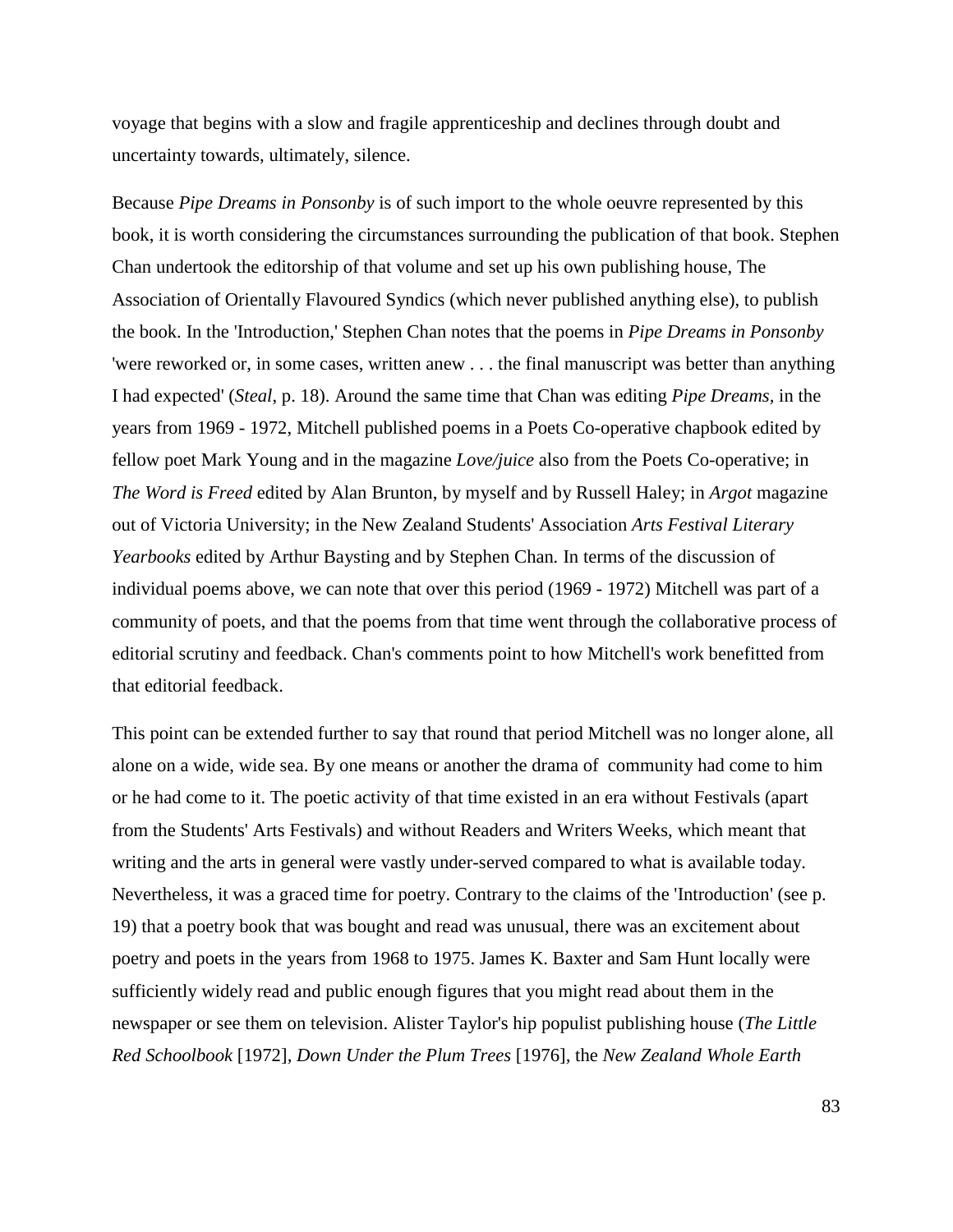voyage that begins with a slow and fragile apprenticeship and declines through doubt and uncertainty towards, ultimately, silence.

Because *Pipe Dreams in Ponsonby* is of such import to the whole oeuvre represented by this book, it is worth considering the circumstances surrounding the publication of that book. Stephen Chan undertook the editorship of that volume and set up his own publishing house, The Association of Orientally Flavoured Syndics (which never published anything else), to publish the book. In the 'Introduction,' Stephen Chan notes that the poems in *Pipe Dreams in Ponsonby* 'were reworked or, in some cases, written anew . . . the final manuscript was better than anything I had expected' (*Steal*, p. 18). Around the same time that Chan was editing *Pipe Dreams,* in the years from 1969 - 1972, Mitchell published poems in a Poets Co-operative chapbook edited by fellow poet Mark Young and in the magazine *Love/juice* also from the Poets Co-operative; in *The Word is Freed* edited by Alan Brunton, by myself and by Russell Haley; in *Argot* magazine out of Victoria University; in the New Zealand Students' Association *Arts Festival Literary Yearbooks* edited by Arthur Baysting and by Stephen Chan*.* In terms of the discussion of individual poems above, we can note that over this period (1969 - 1972) Mitchell was part of a community of poets, and that the poems from that time went through the collaborative process of editorial scrutiny and feedback. Chan's comments point to how Mitchell's work benefitted from that editorial feedback.

This point can be extended further to say that round that period Mitchell was no longer alone, all alone on a wide, wide sea. By one means or another the drama of community had come to him or he had come to it. The poetic activity of that time existed in an era without Festivals (apart from the Students' Arts Festivals) and without Readers and Writers Weeks, which meant that writing and the arts in general were vastly under-served compared to what is available today. Nevertheless, it was a graced time for poetry. Contrary to the claims of the 'Introduction' (see p. 19) that a poetry book that was bought and read was unusual, there was an excitement about poetry and poets in the years from 1968 to 1975. James K. Baxter and Sam Hunt locally were sufficiently widely read and public enough figures that you might read about them in the newspaper or see them on television. Alister Taylor's hip populist publishing house (*The Little Red Schoolbook* [1972], *Down Under the Plum Trees* [1976], the *New Zealand Whole Earth*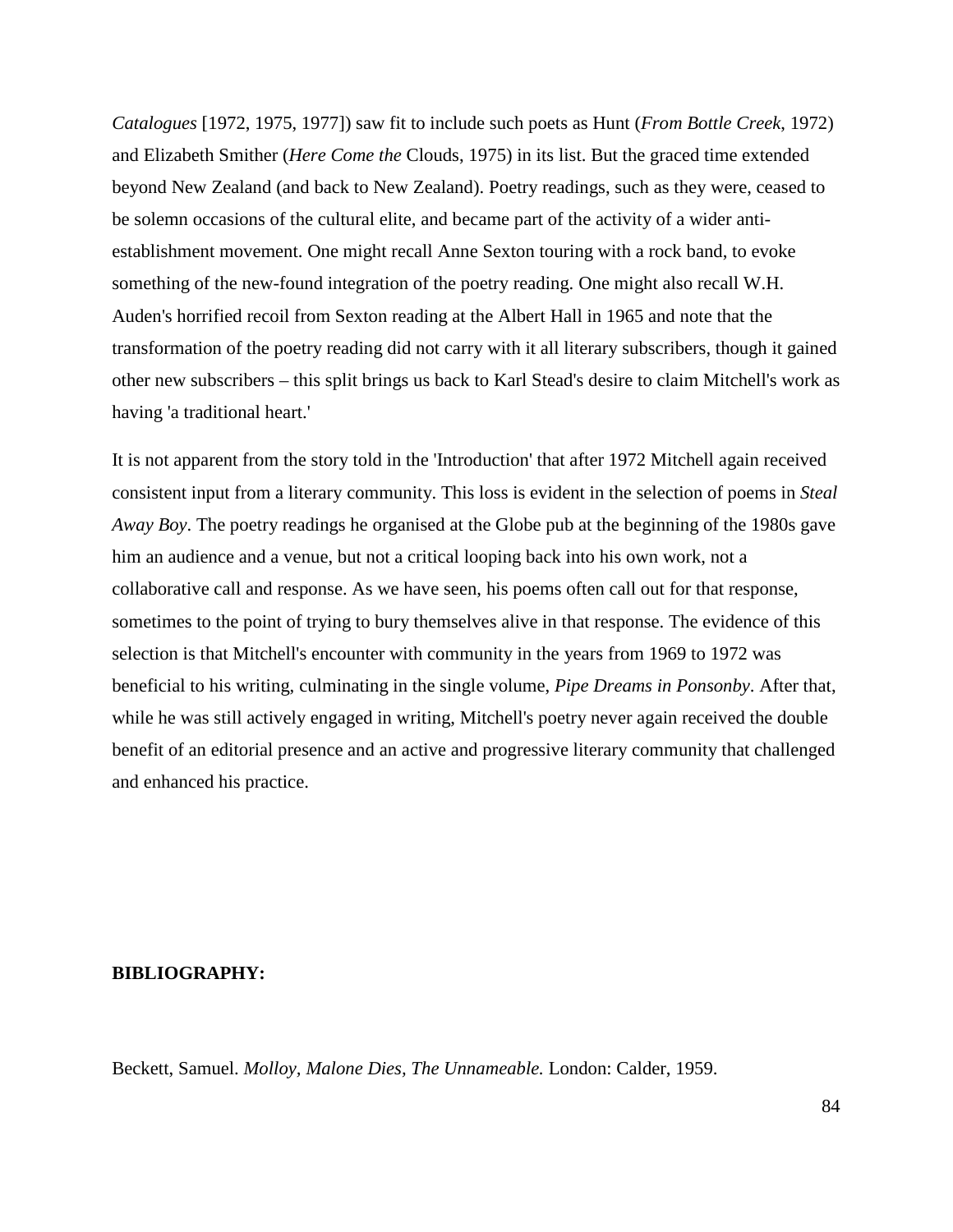*Catalogues* [1972, 1975, 1977]) saw fit to include such poets as Hunt (*From Bottle Creek*, 1972) and Elizabeth Smither (*Here Come the* Clouds, 1975) in its list. But the graced time extended beyond New Zealand (and back to New Zealand). Poetry readings, such as they were, ceased to be solemn occasions of the cultural elite, and became part of the activity of a wider anti-establishment movement. One might recall Anne Sexton touring with a rock band, to evoke something of the new-found integration of the poetry reading. One might also recall W.H. Auden's horrified recoil from Sexton reading at the Albert Hall in 1965 and note that the transformation of the poetry reading did not carry with it all literary subscribers, though it gained other new subscribers – this split brings us back to Karl Stead's desire to claim Mitchell's work as having 'a traditional heart.'

It is not apparent from the story told in the 'Introduction' that after 1972 Mitchell again received consistent input from a literary community. This loss is evident in the selection of poems in *Steal Away Boy*. The poetry readings he organised at the Globe pub at the beginning of the 1980s gave him an audience and a venue, but not a critical looping back into his own work, not a collaborative call and response. As we have seen, his poems often call out for that response, sometimes to the point of trying to bury themselves alive in that response. The evidence of this selection is that Mitchell's encounter with community in the years from 1969 to 1972 was beneficial to his writing, culminating in the single volume, *Pipe Dreams in Ponsonby*. After that, while he was still actively engaged in writing, Mitchell's poetry never again received the double benefit of an editorial presence and an active and progressive literary community that challenged and enhanced his practice.

**BIBLIOGRAPHY:**

Beckett, Samuel. *Molloy, Malone Dies, The Unnameable.* London: Calder, 1959.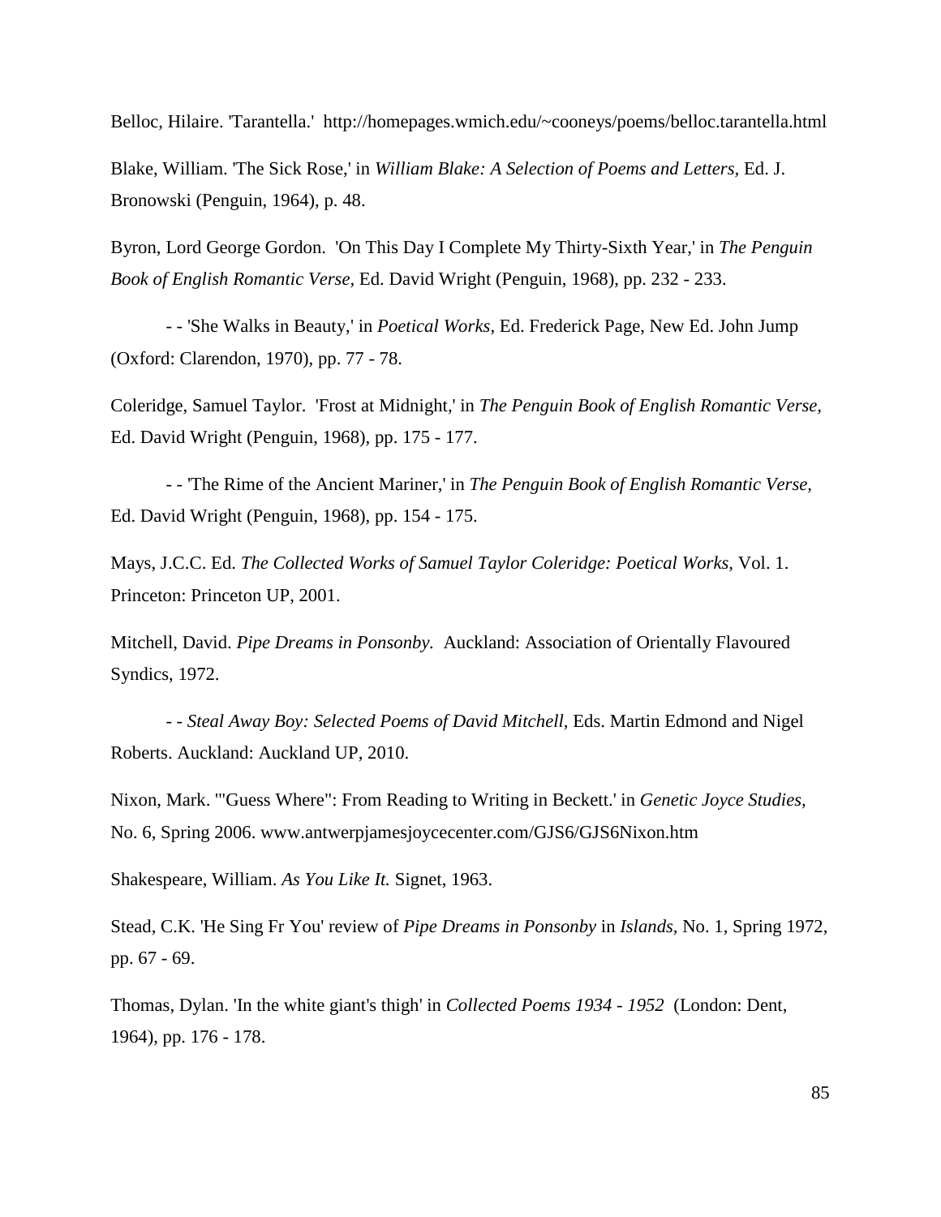Belloc, Hilaire. 'Tarantella.' http://homepages.wmich.edu/~cooneys/poems/belloc.tarantella.html

Blake, William. 'The Sick Rose,' in *William Blake: A Selection of Poems and Letters,* Ed. J. Bronowski (Penguin, 1964), p. 48.

Byron, Lord George Gordon. 'On This Day I Complete My Thirty-Sixth Year,' in *The Penguin Book of English Romantic Verse,* Ed. David Wright (Penguin, 1968), pp. 232 - 233.

- - 'She Walks in Beauty,' in *Poetical Works,* Ed. Frederick Page, New Ed. John Jump (Oxford: Clarendon, 1970), pp. 77 - 78.

Coleridge, Samuel Taylor. 'Frost at Midnight,' in *The Penguin Book of English Romantic Verse,* Ed. David Wright (Penguin, 1968), pp. 175 - 177.

- - 'The Rime of the Ancient Mariner,' in *The Penguin Book of English Romantic Verse,* Ed. David Wright (Penguin, 1968), pp. 154 - 175.

Mays, J.C.C. Ed. *The Collected Works of Samuel Taylor Coleridge: Poetical Works,* Vol. 1. Princeton: Princeton UP, 2001.

Mitchell, David. *Pipe Dreams in Ponsonby.* Auckland: Association of Orientally Flavoured Syndics, 1972.

- - *Steal Away Boy: Selected Poems of David Mitchell,* Eds. Martin Edmond and Nigel Roberts. Auckland: Auckland UP, 2010.

Nixon, Mark. '"Guess Where": From Reading to Writing in Beckett.' in *Genetic Joyce Studies,* No. 6, Spring 2006. www.antwerpjamesjoycecenter.com/GJS6/GJS6Nixon.htm

Shakespeare, William. *As You Like It.* Signet, 1963.

Stead, C.K. 'He Sing Fr You' review of *Pipe Dreams in Ponsonby* in *Islands,* No. 1, Spring 1972, pp. 67 - 69.

Thomas, Dylan. 'In the white giant's thigh' in *Collected Poems 1934 - 1952* (London: Dent, 1964), pp. 176 - 178.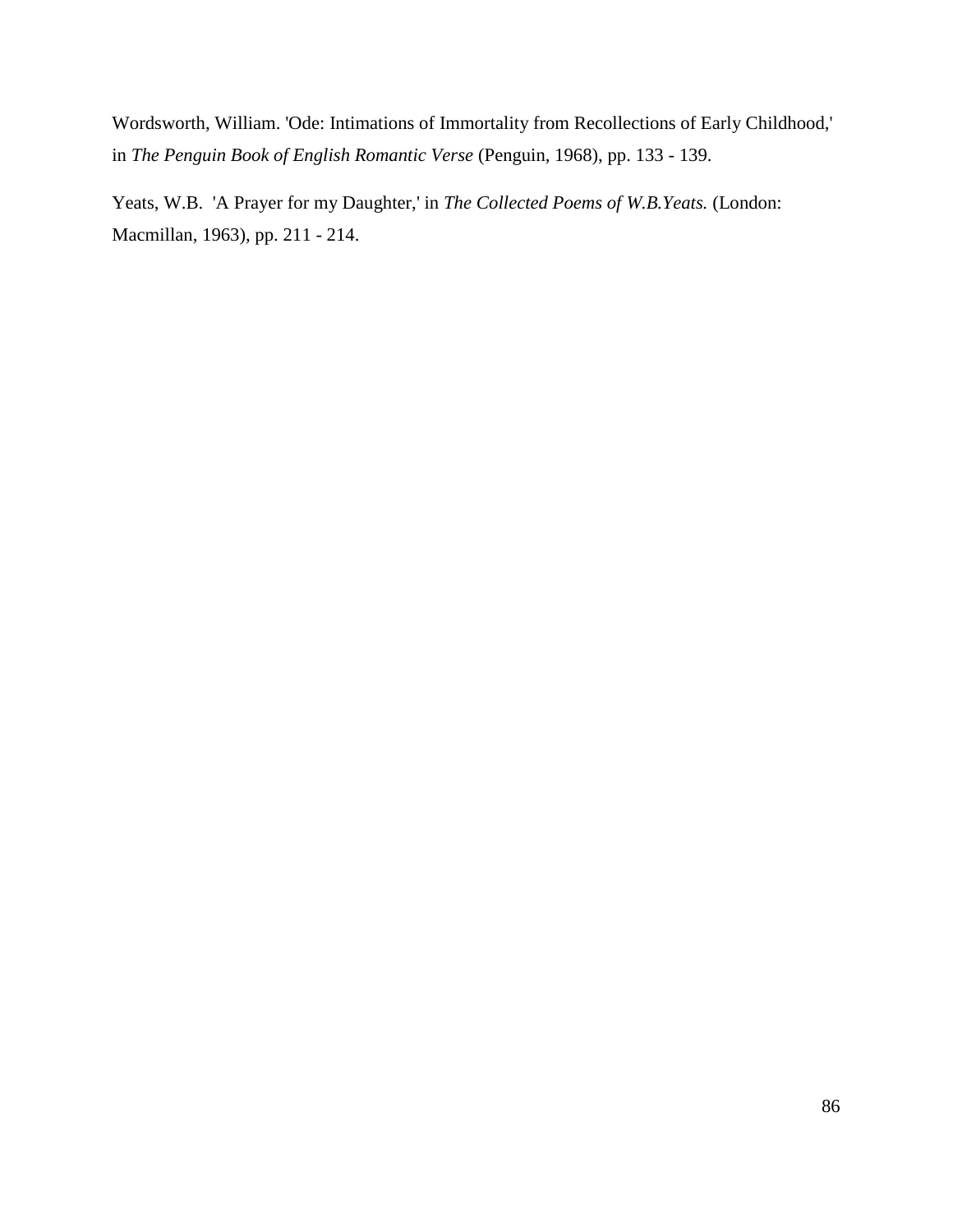Wordsworth, William. 'Ode: Intimations of Immortality from Recollections of Early Childhood,' in *The Penguin Book of English Romantic Verse* (Penguin, 1968), pp. 133 - 139.

Yeats, W.B. 'A Prayer for my Daughter,' in *The Collected Poems of W.B.Yeats.* (London: Macmillan, 1963), pp. 211 - 214.